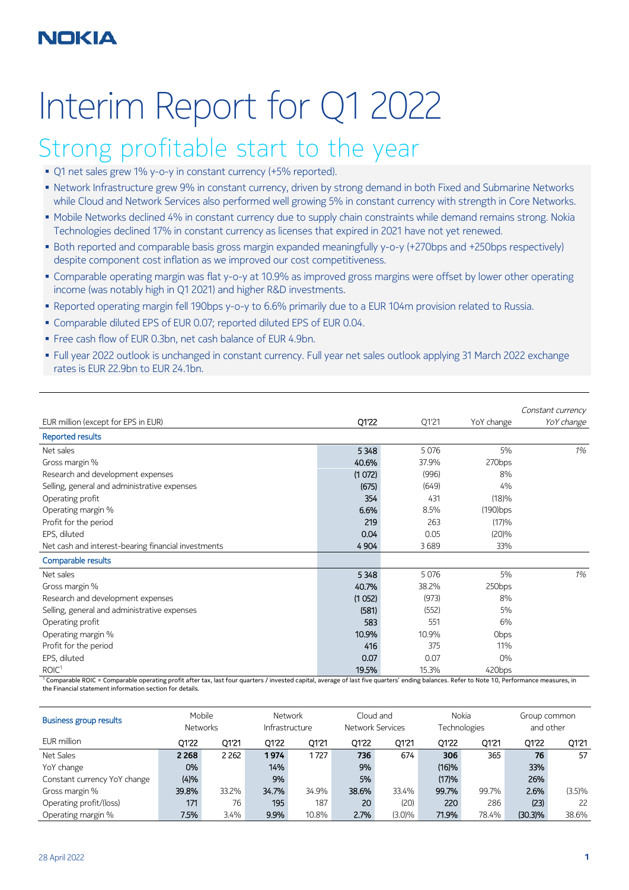NOKIA

# Interim Report for Q1 2022

## Strong profitable start to the year

- Q1 net sales grew 1% y-o-y in constant currency (+5% reported).
- Network Infrastructure grew 9% in constant currency, driven by strong demand in both Fixed and Submarine Networks while Cloud and Network Services also performed well growing 5% in constant currency with strength in Core Networks.
- Mobile Networks declined 4% in constant currency due to supply chain constraints while demand remains strong. Nokia Technologies declined 17% in constant currency as licenses that expired in 2021 have not yet renewed.
- Both reported and comparable basis gross margin expanded meaningfully y-o-y (+270bps and +250bps respectively) despite component cost inflation as we improved our cost competitiveness.
- Comparable operating margin was flat y-o-y at 10.9% as improved gross margins were offset by lower other operating income (was notably high in Q1 2021) and higher R&D investments.
- Reported operating margin fell 190bps y-o-y to 6.6% primarily due to a EUR 104m provision related to Russia.
- Comparable diluted EPS of EUR 0.07; reported diluted EPS of EUR 0.04.
- Free cash flow of EUR 0.3bn, net cash balance of EUR 4.9bn.
- Full year 2022 outlook is unchanged in constant currency. Full year net sales outlook applying 31 March 2022 exchange rates is EUR 22.9bn to EUR 24.1bn.

| EUR million (except for EPS in EUR) | Q1'22 | Q1'21 | YoY change | *Constant currency YoY change* |
|---|---|---|---|---|
| **Reported results** | | | | |
| Net sales | **5 348** | 5 076 | 5% | *1%* |
| Gross margin % | **40.6%** | 37.9% | 270bps | |
| Research and development expenses | **(1 072)** | (996) | 8% | |
| Selling, general and administrative expenses | **(675)** | (649) | 4% | |
| Operating profit | **354** | 431 | (18)% | |
| Operating margin % | **6.6%** | 8.5% | (190)bps | |
| Profit for the period | **219** | 263 | (17)% | |
| EPS, diluted | **0.04** | 0.05 | (20)% | |
| Net cash and interest-bearing financial investments | **4 904** | 3 689 | 33% | |
| **Comparable results** | | | | |
| Net sales | **5 348** | 5 076 | 5% | *1%* |
| Gross margin % | **40.7%** | 38.2% | 250bps | |
| Research and development expenses | **(1 052)** | (973) | 8% | |
| Selling, general and administrative expenses | **(581)** | (552) | 5% | |
| Operating profit | **583** | 551 | 6% | |
| Operating margin % | **10.9%** | 10.9% | 0bps | |
| Profit for the period | **416** | 375 | 11% | |
| EPS, diluted | **0.07** | 0.07 | 0% | |
| ROIC[1] | **19.5%** | 15.3% | 420bps | |

[1] Comparable ROIC = Comparable operating profit after tax, last four quarters / invested capital, average of last five quarters' ending balances. Refer to Note 10, Performance measures, in the Financial statement information section for details.

| Business group results | Mobile Networks | | Network Infrastructure | | Cloud and Network Services | | Nokia Technologies | | Group common and other | |
|---|---|---|---|---|---|---|---|---|---|---|
| EUR million | Q1'22 | Q1'21 | Q1'22 | Q1'21 | Q1'22 | Q1'21 | Q1'22 | Q1'21 | Q1'22 | Q1'21 |
| Net Sales | **2 268** | 2 262 | **1 974** | 1 727 | **736** | 674 | **306** | 365 | **76** | 57 |
| YoY change | **0%** | | **14%** | | **9%** | | **(16)%** | | **33%** | |
| Constant currency YoY change | **(4)%** | | **9%** | | **5%** | | **(17)%** | | **26%** | |
| Gross margin % | **39.8%** | 33.2% | **34.7%** | 34.9% | **38.6%** | 33.4% | **99.7%** | 99.7% | **2.6%** | (3.5)% |
| Operating profit/(loss) | **171** | 76 | **195** | 187 | **20** | (20) | **220** | 286 | **(23)** | 22 |
| Operating margin % | **7.5%** | 3.4% | **9.9%** | 10.8% | **2.7%** | (3.0)% | **71.9%** | 78.4% | **(30.3)%** | 38.6% |

28 April 2022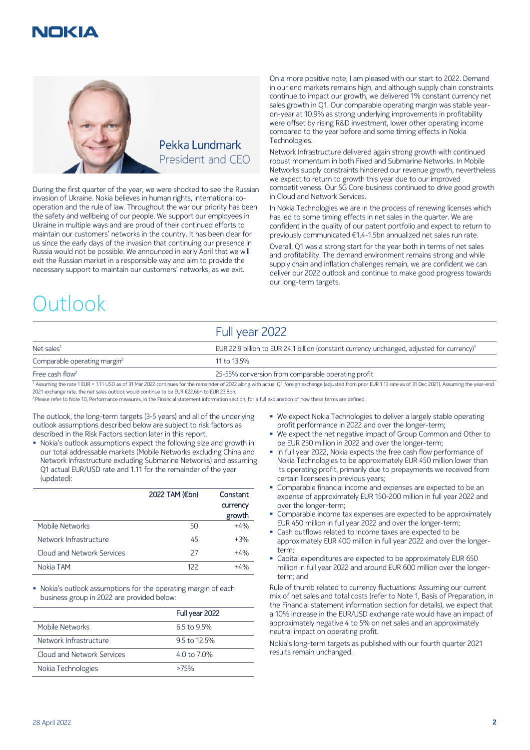Pekka Lundmark
President and CEO

During the first quarter of the year, we were shocked to see the Russian invasion of Ukraine. Nokia believes in human rights, international co-operation and the rule of law. Throughout the war our priority has been the safety and wellbeing of our people. We support our employees in Ukraine in multiple ways and are proud of their continued efforts to maintain our customers' networks in the country. It has been clear for us since the early days of the invasion that continuing our presence in Russia would not be possible. We announced in early April that we will exit the Russian market in a responsible way and aim to provide the necessary support to maintain our customers' networks, as we exit.

On a more positive note, I am pleased with our start to 2022. Demand in our end markets remains high, and although supply chain constraints continue to impact our growth, we delivered 1% constant currency net sales growth in Q1. Our comparable operating margin was stable year-on-year at 10.9% as strong underlying improvements in profitability were offset by rising R&D investment, lower other operating income compared to the year before and some timing effects in Nokia Technologies.

Network Infrastructure delivered again strong growth with continued robust momentum in both Fixed and Submarine Networks. In Mobile Networks supply constraints hindered our revenue growth, nevertheless we expect to return to growth this year due to our improved competitiveness. Our 5G Core business continued to drive good growth in Cloud and Network Services.

In Nokia Technologies we are in the process of renewing licenses which has led to some timing effects in net sales in the quarter. We are confident in the quality of our patent portfolio and expect to return to previously communicated €1.4-1.5bn annualized net sales run rate.

Overall, Q1 was a strong start for the year both in terms of net sales and profitability. The demand environment remains strong and while supply chain and inflation challenges remain, we are confident we can deliver our 2022 outlook and continue to make good progress towards our long-term targets.

# Outlook

| | Full year 2022 |
|---|---|
| Net sales[1] | EUR 22.9 billion to EUR 24.1 billion (constant currency unchanged, adjusted for currency)[1] |
| Comparable operating margin[2] | 11 to 13.5% |
| Free cash flow[2] | 25-55% conversion from comparable operating profit |

[1] Assuming the rate 1 EUR = 1.11 USD as of 31 Mar 2022 continues for the remainder of 2022 along with actual Q1 foreign exchange (adjusted from prior EUR 1.13 rate as of 31 Dec 2021). Assuming the year-end 2021 exchange rate, the net sales outlook would continue to be EUR €22.6bn to EUR 23.8bn.

[2] Please refer to Note 10, Performance measures, in the Financial statement information section, for a full explanation of how these terms are defined.

The outlook, the long-term targets (3-5 years) and all of the underlying outlook assumptions described below are subject to risk factors as described in the Risk Factors section later in this report.

- Nokia's outlook assumptions expect the following size and growth in our total addressable markets (Mobile Networks excluding China and Network Infrastructure excluding Submarine Networks) and assuming Q1 actual EUR/USD rate and 1.11 for the remainder of the year (updated):

| | 2022 TAM (€bn) | Constant currency growth |
|---|---|---|
| Mobile Networks | 50 | +4% |
| Network Infrastructure | 45 | +3% |
| Cloud and Network Services | 27 | +4% |
| Nokia TAM | 122 | +4% |

- Nokia's outlook assumptions for the operating margin of each business group in 2022 are provided below:

| | Full year 2022 |
|---|---|
| Mobile Networks | 6.5 to 9.5% |
| Network Infrastructure | 9.5 to 12.5% |
| Cloud and Network Services | 4.0 to 7.0% |
| Nokia Technologies | >75% |

- We expect Nokia Technologies to deliver a largely stable operating profit performance in 2022 and over the longer-term;
- We expect the net negative impact of Group Common and Other to be EUR 250 million in 2022 and over the longer-term;
- In full year 2022, Nokia expects the free cash flow performance of Nokia Technologies to be approximately EUR 450 million lower than its operating profit, primarily due to prepayments we received from certain licensees in previous years;
- Comparable financial income and expenses are expected to be an expense of approximately EUR 150-200 million in full year 2022 and over the longer-term;
- Comparable income tax expenses are expected to be approximately EUR 450 million in full year 2022 and over the longer-term;
- Cash outflows related to income taxes are expected to be approximately EUR 400 million in full year 2022 and over the longer-term;
- Capital expenditures are expected to be approximately EUR 650 million in full year 2022 and around EUR 600 million over the longer-term; and

Rule of thumb related to currency fluctuations: Assuming our current mix of net sales and total costs (refer to Note 1, Basis of Preparation, in the Financial statement information section for details), we expect that a 10% increase in the EUR/USD exchange rate would have an impact of approximately negative 4 to 5% on net sales and an approximately neutral impact on operating profit.

Nokia's long-term targets as published with our fourth quarter 2021 results remain unchanged.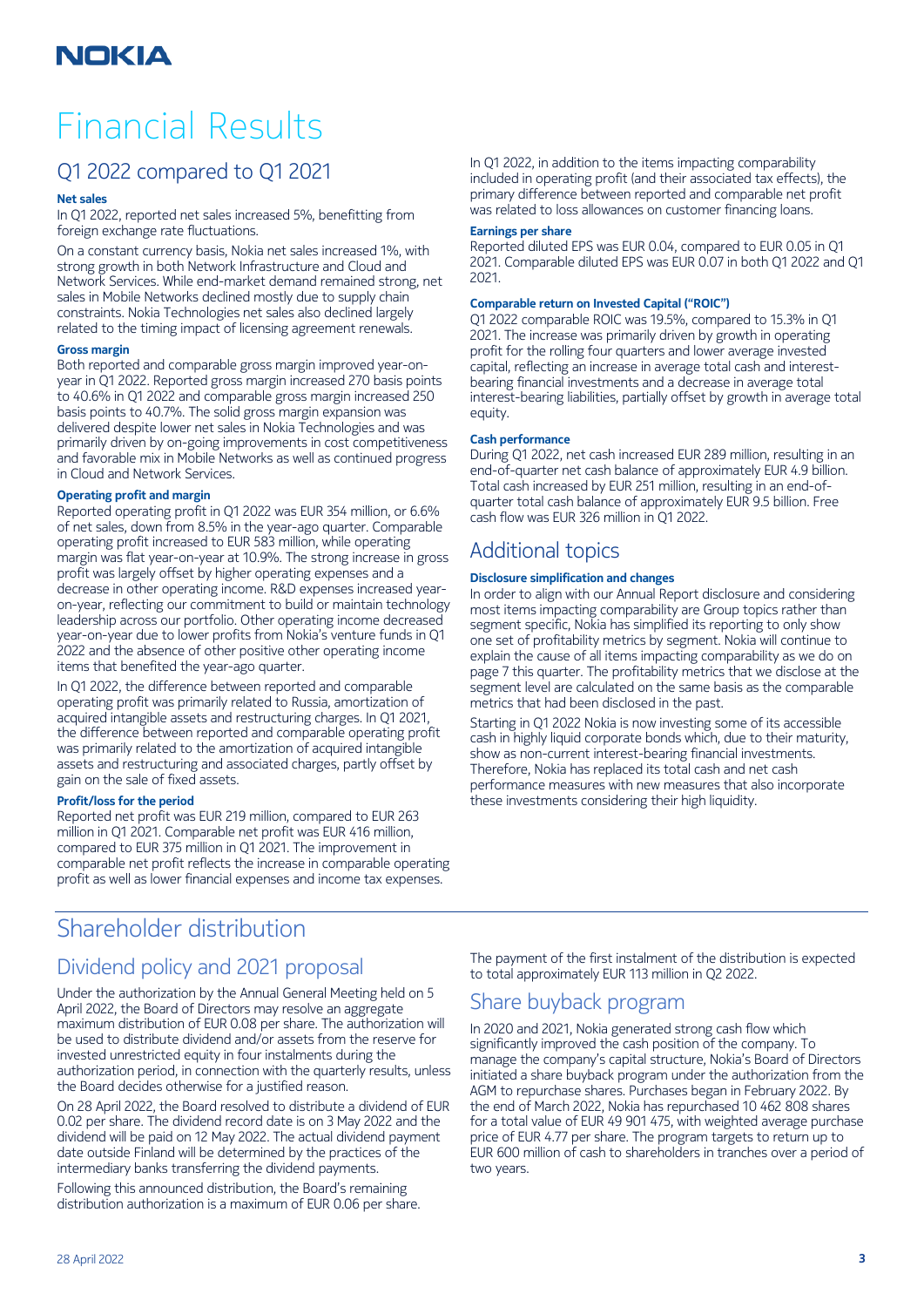# Financial Results

## Q1 2022 compared to Q1 2021

### Net sales

In Q1 2022, reported net sales increased 5%, benefitting from foreign exchange rate fluctuations.

On a constant currency basis, Nokia net sales increased 1%, with strong growth in both Network Infrastructure and Cloud and Network Services. While end-market demand remained strong, net sales in Mobile Networks declined mostly due to supply chain constraints. Nokia Technologies net sales also declined largely related to the timing impact of licensing agreement renewals.

### Gross margin

Both reported and comparable gross margin improved year-on-year in Q1 2022. Reported gross margin increased 270 basis points to 40.6% in Q1 2022 and comparable gross margin increased 250 basis points to 40.7%. The solid gross margin expansion was delivered despite lower net sales in Nokia Technologies and was primarily driven by on-going improvements in cost competitiveness and favorable mix in Mobile Networks as well as continued progress in Cloud and Network Services.

### Operating profit and margin

Reported operating profit in Q1 2022 was EUR 354 million, or 6.6% of net sales, down from 8.5% in the year-ago quarter. Comparable operating profit increased to EUR 583 million, while operating margin was flat year-on-year at 10.9%. The strong increase in gross profit was largely offset by higher operating expenses and a decrease in other operating income. R&D expenses increased year-on-year, reflecting our commitment to build or maintain technology leadership across our portfolio. Other operating income decreased year-on-year due to lower profits from Nokia's venture funds in Q1 2022 and the absence of other positive other operating income items that benefited the year-ago quarter.

In Q1 2022, the difference between reported and comparable operating profit was primarily related to Russia, amortization of acquired intangible assets and restructuring charges. In Q1 2021, the difference between reported and comparable operating profit was primarily related to the amortization of acquired intangible assets and restructuring and associated charges, partly offset by gain on the sale of fixed assets.

### Profit/loss for the period

Reported net profit was EUR 219 million, compared to EUR 263 million in Q1 2021. Comparable net profit was EUR 416 million, compared to EUR 375 million in Q1 2021. The improvement in comparable net profit reflects the increase in comparable operating profit as well as lower financial expenses and income tax expenses.

In Q1 2022, in addition to the items impacting comparability included in operating profit (and their associated tax effects), the primary difference between reported and comparable net profit was related to loss allowances on customer financing loans.

### Earnings per share

Reported diluted EPS was EUR 0.04, compared to EUR 0.05 in Q1 2021. Comparable diluted EPS was EUR 0.07 in both Q1 2022 and Q1 2021.

### Comparable return on Invested Capital ("ROIC")

Q1 2022 comparable ROIC was 19.5%, compared to 15.3% in Q1 2021. The increase was primarily driven by growth in operating profit for the rolling four quarters and lower average invested capital, reflecting an increase in average total cash and interest-bearing financial investments and a decrease in average total interest-bearing liabilities, partially offset by growth in average total equity.

### Cash performance

During Q1 2022, net cash increased EUR 289 million, resulting in an end-of-quarter net cash balance of approximately EUR 4.9 billion. Total cash increased by EUR 251 million, resulting in an end-of-quarter total cash balance of approximately EUR 9.5 billion. Free cash flow was EUR 326 million in Q1 2022.

## Additional topics

### Disclosure simplification and changes

In order to align with our Annual Report disclosure and considering most items impacting comparability are Group topics rather than segment specific, Nokia has simplified its reporting to only show one set of profitability metrics by segment. Nokia will continue to explain the cause of all items impacting comparability as we do on page 7 this quarter. The profitability metrics that we disclose at the segment level are calculated on the same basis as the comparable metrics that had been disclosed in the past.

Starting in Q1 2022 Nokia is now investing some of its accessible cash in highly liquid corporate bonds which, due to their maturity, show as non-current interest-bearing financial investments. Therefore, Nokia has replaced its total cash and net cash performance measures with new measures that also incorporate these investments considering their high liquidity.

# Shareholder distribution

## Dividend policy and 2021 proposal

Under the authorization by the Annual General Meeting held on 5 April 2022, the Board of Directors may resolve an aggregate maximum distribution of EUR 0.08 per share. The authorization will be used to distribute dividend and/or assets from the reserve for invested unrestricted equity in four instalments during the authorization period, in connection with the quarterly results, unless the Board decides otherwise for a justified reason.

On 28 April 2022, the Board resolved to distribute a dividend of EUR 0.02 per share. The dividend record date is on 3 May 2022 and the dividend will be paid on 12 May 2022. The actual dividend payment date outside Finland will be determined by the practices of the intermediary banks transferring the dividend payments.

Following this announced distribution, the Board's remaining distribution authorization is a maximum of EUR 0.06 per share.

The payment of the first instalment of the distribution is expected to total approximately EUR 113 million in Q2 2022.

## Share buyback program

In 2020 and 2021, Nokia generated strong cash flow which significantly improved the cash position of the company. To manage the company's capital structure, Nokia's Board of Directors initiated a share buyback program under the authorization from the AGM to repurchase shares. Purchases began in February 2022. By the end of March 2022, Nokia has repurchased 10 462 808 shares for a total value of EUR 49 901 475, with weighted average purchase price of EUR 4.77 per share. The program targets to return up to EUR 600 million of cash to shareholders in tranches over a period of two years.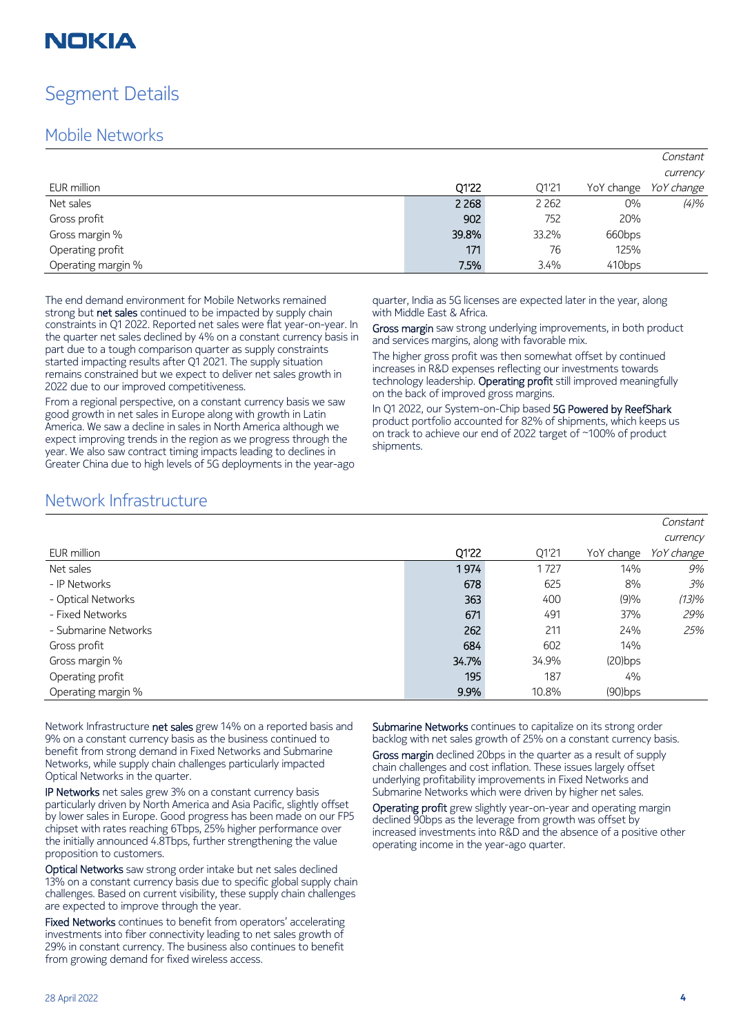# Segment Details

## Mobile Networks

| EUR million | Q1'22 | Q1'21 | YoY change | *Constant currency YoY change* |
|---|---|---|---|---|
| Net sales | 2 268 | 2 262 | 0% | *(4)%* |
| Gross profit | 902 | 752 | 20% | |
| Gross margin % | 39.8% | 33.2% | 660bps | |
| Operating profit | 171 | 76 | 125% | |
| Operating margin % | 7.5% | 3.4% | 410bps | |

The end demand environment for Mobile Networks remained strong but **net sales** continued to be impacted by supply chain constraints in Q1 2022. Reported net sales were flat year-on-year. In the quarter net sales declined by 4% on a constant currency basis in part due to a tough comparison quarter as supply constraints started impacting results after Q1 2021. The supply situation remains constrained but we expect to deliver net sales growth in 2022 due to our improved competitiveness.

From a regional perspective, on a constant currency basis we saw good growth in net sales in Europe along with growth in Latin America. We saw a decline in sales in North America although we expect improving trends in the region as we progress through the year. We also saw contract timing impacts leading to declines in Greater China due to high levels of 5G deployments in the year-ago quarter, India as 5G licenses are expected later in the year, along with Middle East & Africa.

**Gross margin** saw strong underlying improvements, in both product and services margins, along with favorable mix.

The higher gross profit was then somewhat offset by continued increases in R&D expenses reflecting our investments towards technology leadership. **Operating profit** still improved meaningfully on the back of improved gross margins.

In Q1 2022, our System-on-Chip based **5G Powered by ReefShark** product portfolio accounted for 82% of shipments, which keeps us on track to achieve our end of 2022 target of ~100% of product shipments.

## Network Infrastructure

| EUR million | Q1'22 | Q1'21 | YoY change | *Constant currency YoY change* |
|---|---|---|---|---|
| Net sales | 1 974 | 1 727 | 14% | *9%* |
| - IP Networks | 678 | 625 | 8% | *3%* |
| - Optical Networks | 363 | 400 | (9)% | *(13)%* |
| - Fixed Networks | 671 | 491 | 37% | *29%* |
| - Submarine Networks | 262 | 211 | 24% | *25%* |
| Gross profit | 684 | 602 | 14% | |
| Gross margin % | 34.7% | 34.9% | (20)bps | |
| Operating profit | 195 | 187 | 4% | |
| Operating margin % | 9.9% | 10.8% | (90)bps | |

Network Infrastructure **net sales** grew 14% on a reported basis and 9% on a constant currency basis as the business continued to benefit from strong demand in Fixed Networks and Submarine Networks, while supply chain challenges particularly impacted Optical Networks in the quarter.

**IP Networks** net sales grew 3% on a constant currency basis particularly driven by North America and Asia Pacific, slightly offset by lower sales in Europe. Good progress has been made on our FP5 chipset with rates reaching 6Tbps, 25% higher performance over the initially announced 4.8Tbps, further strengthening the value proposition to customers.

**Optical Networks** saw strong order intake but net sales declined 13% on a constant currency basis due to specific global supply chain challenges. Based on current visibility, these supply chain challenges are expected to improve through the year.

**Fixed Networks** continues to benefit from operators' accelerating investments into fiber connectivity leading to net sales growth of 29% in constant currency. The business also continues to benefit from growing demand for fixed wireless access.

**Submarine Networks** continues to capitalize on its strong order backlog with net sales growth of 25% on a constant currency basis.

**Gross margin** declined 20bps in the quarter as a result of supply chain challenges and cost inflation. These issues largely offset underlying profitability improvements in Fixed Networks and Submarine Networks which were driven by higher net sales.

**Operating profit** grew slightly year-on-year and operating margin declined 90bps as the leverage from growth was offset by increased investments into R&D and the absence of a positive other operating income in the year-ago quarter.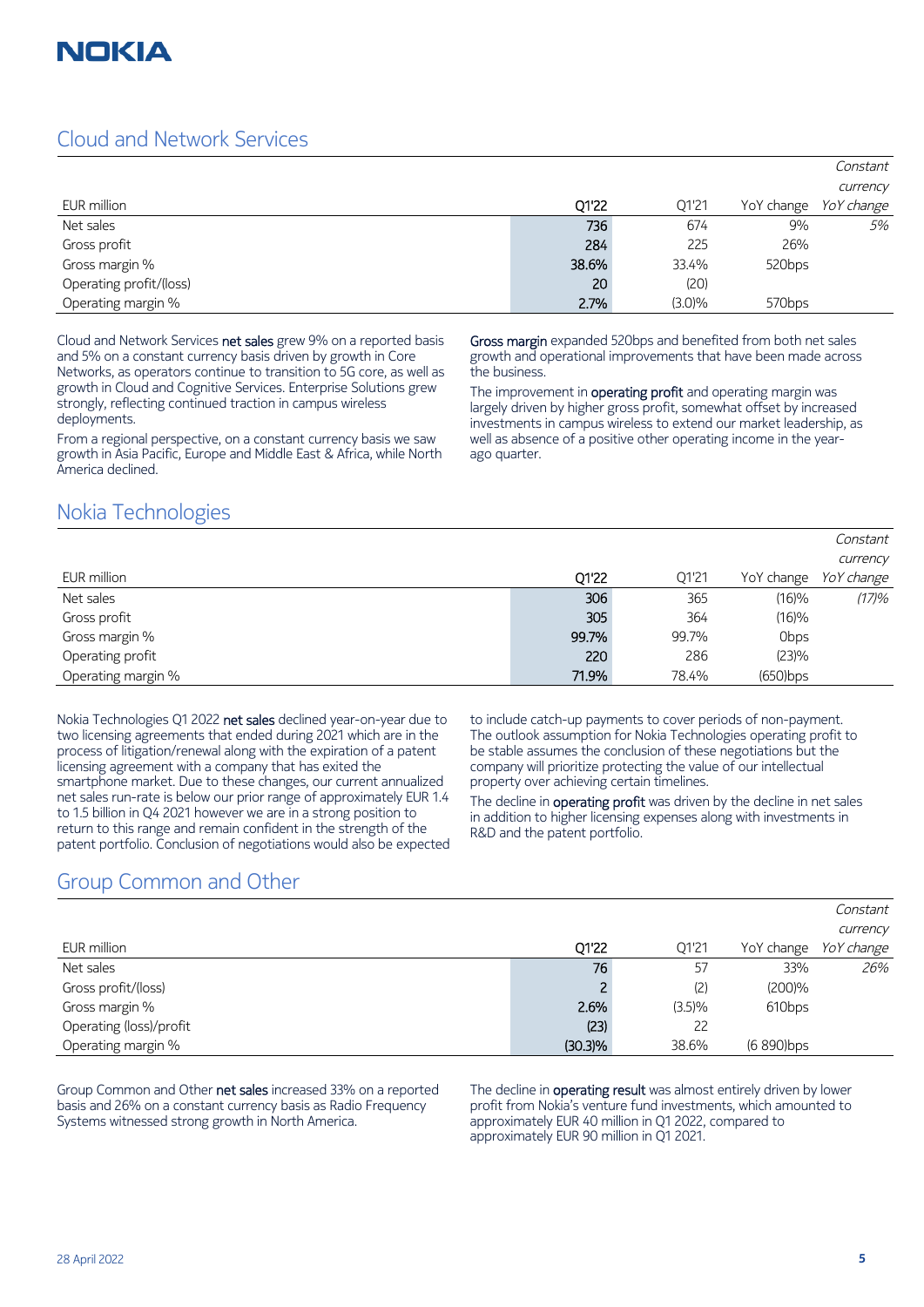## Cloud and Network Services

| EUR million | Q1'22 | Q1'21 | YoY change | Constant currency YoY change |
|---|---|---|---|---|
| Net sales | 736 | 674 | 9% | *5%* |
| Gross profit | 284 | 225 | 26% | |
| Gross margin % | 38.6% | 33.4% | 520bps | |
| Operating profit/(loss) | 20 | (20) | | |
| Operating margin % | 2.7% | (3.0)% | 570bps | |

Cloud and Network Services **net sales** grew 9% on a reported basis and 5% on a constant currency basis driven by growth in Core Networks, as operators continue to transition to 5G core, as well as growth in Cloud and Cognitive Services. Enterprise Solutions grew strongly, reflecting continued traction in campus wireless deployments.

From a regional perspective, on a constant currency basis we saw growth in Asia Pacific, Europe and Middle East & Africa, while North America declined.

**Gross margin** expanded 520bps and benefited from both net sales growth and operational improvements that have been made across the business.

The improvement in **operating profit** and operating margin was largely driven by higher gross profit, somewhat offset by increased investments in campus wireless to extend our market leadership, as well as absence of a positive other operating income in the year-ago quarter.

## Nokia Technologies

| EUR million | Q1'22 | Q1'21 | YoY change | Constant currency YoY change |
|---|---|---|---|---|
| Net sales | 306 | 365 | (16)% | *(17)%* |
| Gross profit | 305 | 364 | (16)% | |
| Gross margin % | 99.7% | 99.7% | 0bps | |
| Operating profit | 220 | 286 | (23)% | |
| Operating margin % | 71.9% | 78.4% | (650)bps | |

Nokia Technologies Q1 2022 **net sales** declined year-on-year due to two licensing agreements that ended during 2021 which are in the process of litigation/renewal along with the expiration of a patent licensing agreement with a company that has exited the smartphone market. Due to these changes, our current annualized net sales run-rate is below our prior range of approximately EUR 1.4 to 1.5 billion in Q4 2021 however we are in a strong position to return to this range and remain confident in the strength of the patent portfolio. Conclusion of negotiations would also be expected to include catch-up payments to cover periods of non-payment. The outlook assumption for Nokia Technologies operating profit to be stable assumes the conclusion of these negotiations but the company will prioritize protecting the value of our intellectual property over achieving certain timelines.

The decline in **operating profit** was driven by the decline in net sales in addition to higher licensing expenses along with investments in R&D and the patent portfolio.

## Group Common and Other

| EUR million | Q1'22 | Q1'21 | YoY change | Constant currency YoY change |
|---|---|---|---|---|
| Net sales | 76 | 57 | 33% | *26%* |
| Gross profit/(loss) | 2 | (2) | (200)% | |
| Gross margin % | 2.6% | (3.5)% | 610bps | |
| Operating (loss)/profit | (23) | 22 | | |
| Operating margin % | (30.3)% | 38.6% | (6 890)bps | |

Group Common and Other **net sales** increased 33% on a reported basis and 26% on a constant currency basis as Radio Frequency Systems witnessed strong growth in North America.

The decline in **operating result** was almost entirely driven by lower profit from Nokia's venture fund investments, which amounted to approximately EUR 40 million in Q1 2022, compared to approximately EUR 90 million in Q1 2021.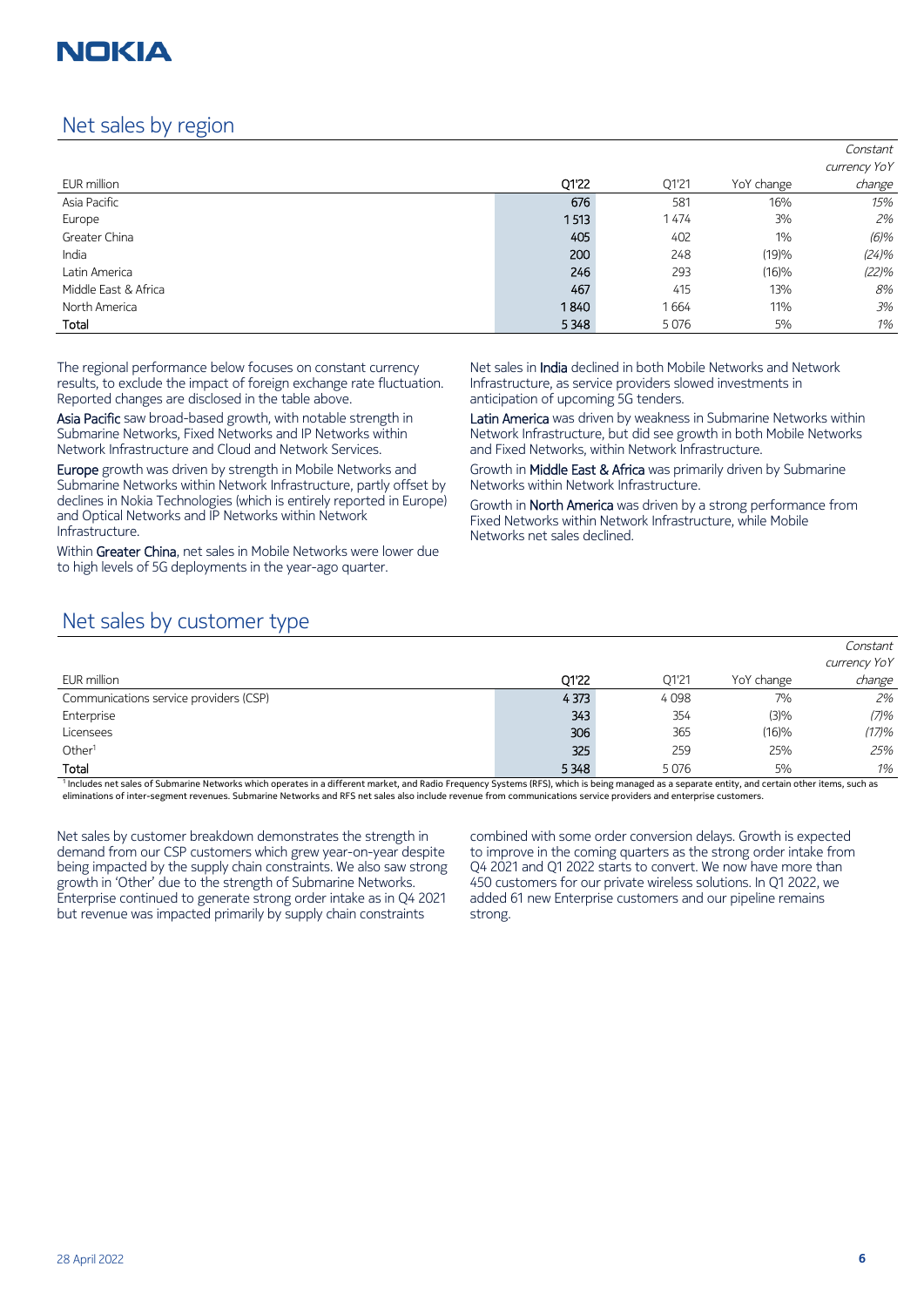## Net sales by region

| EUR million | Q1'22 | Q1'21 | YoY change | *Constant currency YoY change* |
|---|---|---|---|---|
| Asia Pacific | 676 | 581 | 16% | *15%* |
| Europe | 1 513 | 1 474 | 3% | *2%* |
| Greater China | 405 | 402 | 1% | *(6)%* |
| India | 200 | 248 | (19)% | *(24)%* |
| Latin America | 246 | 293 | (16)% | *(22)%* |
| Middle East & Africa | 467 | 415 | 13% | *8%* |
| North America | 1 840 | 1 664 | 11% | *3%* |
| **Total** | 5 348 | 5 076 | 5% | *1%* |

The regional performance below focuses on constant currency results, to exclude the impact of foreign exchange rate fluctuation. Reported changes are disclosed in the table above.

**Asia Pacific** saw broad-based growth, with notable strength in Submarine Networks, Fixed Networks and IP Networks within Network Infrastructure and Cloud and Network Services.

**Europe** growth was driven by strength in Mobile Networks and Submarine Networks within Network Infrastructure, partly offset by declines in Nokia Technologies (which is entirely reported in Europe) and Optical Networks and IP Networks within Network Infrastructure.

Within **Greater China**, net sales in Mobile Networks were lower due to high levels of 5G deployments in the year-ago quarter.

Net sales in **India** declined in both Mobile Networks and Network Infrastructure, as service providers slowed investments in anticipation of upcoming 5G tenders.

**Latin America** was driven by weakness in Submarine Networks within Network Infrastructure, but did see growth in both Mobile Networks and Fixed Networks, within Network Infrastructure.

Growth in **Middle East & Africa** was primarily driven by Submarine Networks within Network Infrastructure.

Growth in **North America** was driven by a strong performance from Fixed Networks within Network Infrastructure, while Mobile Networks net sales declined.

## Net sales by customer type

| EUR million | Q1'22 | Q1'21 | YoY change | *Constant currency YoY change* |
|---|---|---|---|---|
| Communications service providers (CSP) | 4 373 | 4 098 | 7% | *2%* |
| Enterprise | 343 | 354 | (3)% | *(7)%* |
| Licensees | 306 | 365 | (16)% | *(17)%* |
| Other[1] | 325 | 259 | 25% | *25%* |
| **Total** | 5 348 | 5 076 | 5% | *1%* |

[1] Includes net sales of Submarine Networks which operates in a different market, and Radio Frequency Systems (RFS), which is being managed as a separate entity, and certain other items, such as eliminations of inter-segment revenues. Submarine Networks and RFS net sales also include revenue from communications service providers and enterprise customers.

Net sales by customer breakdown demonstrates the strength in demand from our CSP customers which grew year-on-year despite being impacted by the supply chain constraints. We also saw strong growth in 'Other' due to the strength of Submarine Networks. Enterprise continued to generate strong order intake as in Q4 2021 but revenue was impacted primarily by supply chain constraints combined with some order conversion delays. Growth is expected to improve in the coming quarters as the strong order intake from Q4 2021 and Q1 2022 starts to convert. We now have more than 450 customers for our private wireless solutions. In Q1 2022, we added 61 new Enterprise customers and our pipeline remains strong.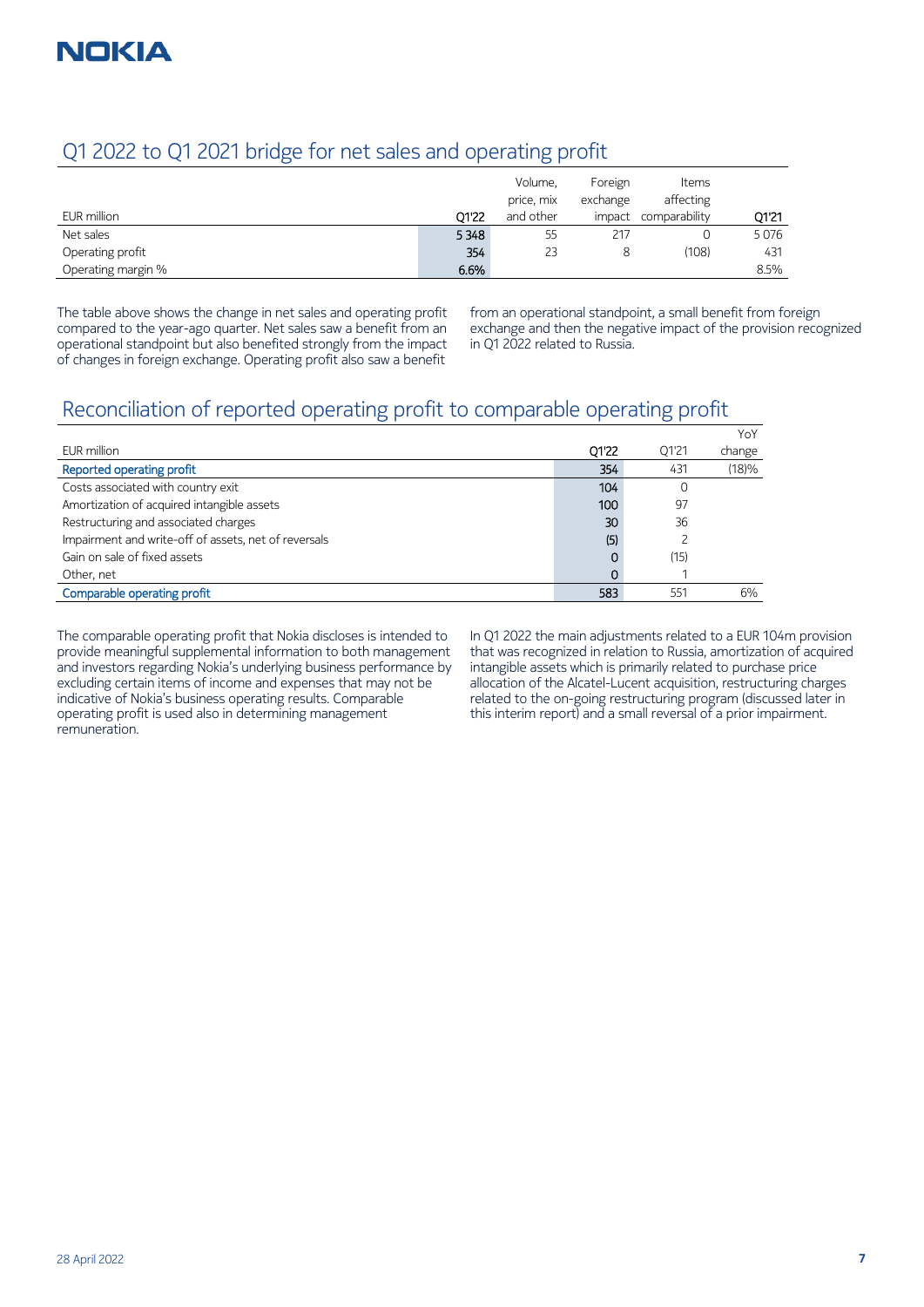## Q1 2022 to Q1 2021 bridge for net sales and operating profit

| EUR million | Q1'22 | Volume, price, mix and other | Foreign exchange impact | Items affecting comparability | Q1'21 |
|---|---|---|---|---|---|
| Net sales | 5 348 | 55 | 217 | 0 | 5 076 |
| Operating profit | 354 | 23 | 8 | (108) | 431 |
| Operating margin % | 6.6% | | | | 8.5% |

The table above shows the change in net sales and operating profit compared to the year-ago quarter. Net sales saw a benefit from an operational standpoint but also benefited strongly from the impact of changes in foreign exchange. Operating profit also saw a benefit from an operational standpoint, a small benefit from foreign exchange and then the negative impact of the provision recognized in Q1 2022 related to Russia.

## Reconciliation of reported operating profit to comparable operating profit

| EUR million | Q1'22 | Q1'21 | YoY change |
|---|---|---|---|
| Reported operating profit | 354 | 431 | (18)% |
| Costs associated with country exit | 104 | 0 | |
| Amortization of acquired intangible assets | 100 | 97 | |
| Restructuring and associated charges | 30 | 36 | |
| Impairment and write-off of assets, net of reversals | (5) | 2 | |
| Gain on sale of fixed assets | 0 | (15) | |
| Other, net | 0 | 1 | |
| Comparable operating profit | 583 | 551 | 6% |

The comparable operating profit that Nokia discloses is intended to provide meaningful supplemental information to both management and investors regarding Nokia's underlying business performance by excluding certain items of income and expenses that may not be indicative of Nokia's business operating results. Comparable operating profit is used also in determining management remuneration.

In Q1 2022 the main adjustments related to a EUR 104m provision that was recognized in relation to Russia, amortization of acquired intangible assets which is primarily related to purchase price allocation of the Alcatel-Lucent acquisition, restructuring charges related to the on-going restructuring program (discussed later in this interim report) and a small reversal of a prior impairment.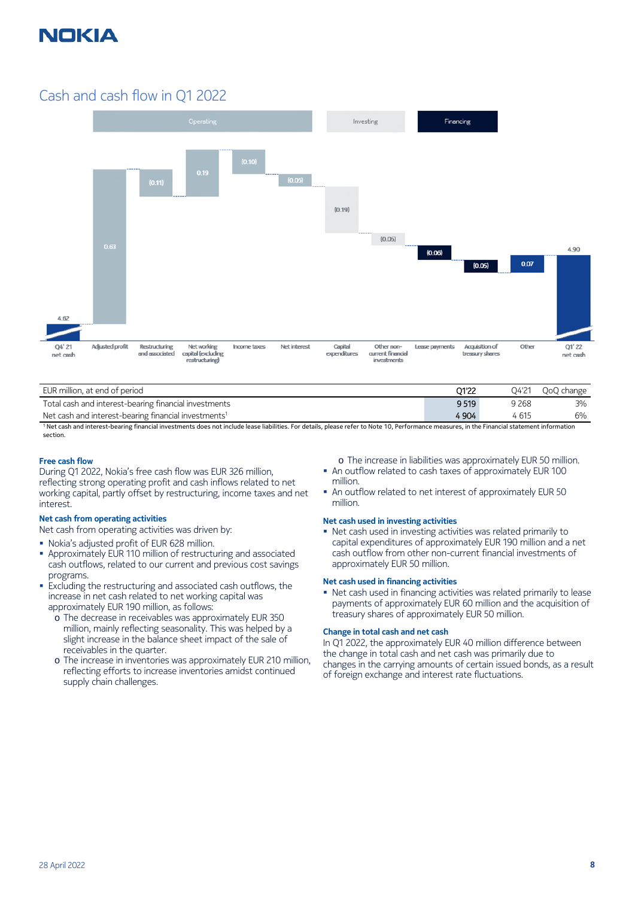## Cash and cash flow in Q1 2022

| Operating | | | | | Investing | | Financing | | | |
|---|---|---|---|---|---|---|---|---|---|---|
| Q4' 21 net cash | Adjusted profit | Restructuring and associated | Net working capital (excluding restructuring) | Income taxes | Net interest | Capital expenditures | Other non-current financial investments | Lease payments | Acquisition of treasury shares | Other | Q1' 22 net cash |
| 4.62 | 0.63 | (0.11) | 0.19 | (0.10) | (0.05) | (0.19) | (0.05) | (0.06) | (0.05) | 0.07 | 4.90 |

| EUR million, at end of period | Q1'22 | Q4'21 | QoQ change |
|---|---|---|---|
| Total cash and interest-bearing financial investments | 9 519 | 9 268 | 3% |
| Net cash and interest-bearing financial investments[1] | 4 904 | 4 615 | 6% |

[1] Net cash and interest-bearing financial investments does not include lease liabilities. For details, please refer to Note 10, Performance measures, in the Financial statement information section.

### Free cash flow

During Q1 2022, Nokia's free cash flow was EUR 326 million, reflecting strong operating profit and cash inflows related to net working capital, partly offset by restructuring, income taxes and net interest.

### Net cash from operating activities

Net cash from operating activities was driven by:

- Nokia's adjusted profit of EUR 628 million.
- Approximately EUR 110 million of restructuring and associated cash outflows, related to our current and previous cost savings programs.
- Excluding the restructuring and associated cash outflows, the increase in net cash related to net working capital was approximately EUR 190 million, as follows:
  - The decrease in receivables was approximately EUR 350 million, mainly reflecting seasonality. This was helped by a slight increase in the balance sheet impact of the sale of receivables in the quarter.
  - The increase in inventories was approximately EUR 210 million, reflecting efforts to increase inventories amidst continued supply chain challenges.
  - The increase in liabilities was approximately EUR 50 million.
- An outflow related to cash taxes of approximately EUR 100 million.
- An outflow related to net interest of approximately EUR 50 million.

### Net cash used in investing activities

- Net cash used in investing activities was related primarily to capital expenditures of approximately EUR 190 million and a net cash outflow from other non-current financial investments of approximately EUR 50 million.

### Net cash used in financing activities

- Net cash used in financing activities was related primarily to lease payments of approximately EUR 60 million and the acquisition of treasury shares of approximately EUR 50 million.

### Change in total cash and net cash

In Q1 2022, the approximately EUR 40 million difference between the change in total cash and net cash was primarily due to changes in the carrying amounts of certain issued bonds, as a result of foreign exchange and interest rate fluctuations.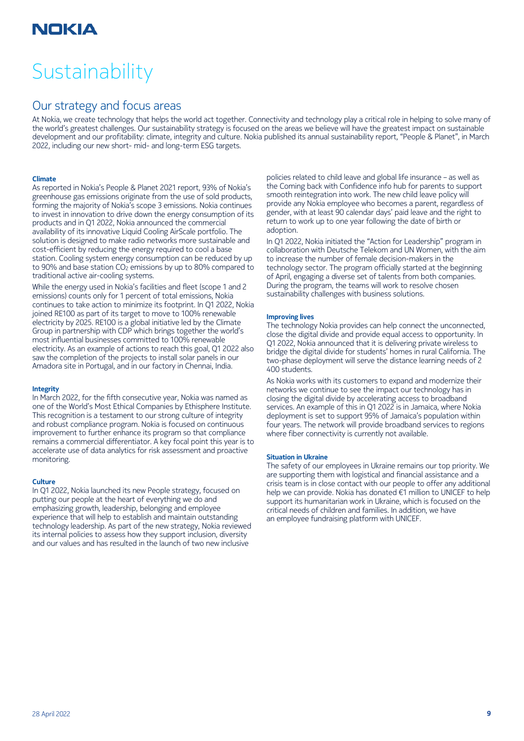# Sustainability

## Our strategy and focus areas

At Nokia, we create technology that helps the world act together. Connectivity and technology play a critical role in helping to solve many of the world's greatest challenges. Our sustainability strategy is focused on the areas we believe will have the greatest impact on sustainable development and our profitability: climate, integrity and culture. Nokia published its annual sustainability report, "People & Planet", in March 2022, including our new short- mid- and long-term ESG targets.

**Climate**

As reported in Nokia's People & Planet 2021 report, 93% of Nokia's greenhouse gas emissions originate from the use of sold products, forming the majority of Nokia's scope 3 emissions. Nokia continues to invest in innovation to drive down the energy consumption of its products and in Q1 2022, Nokia announced the commercial availability of its innovative Liquid Cooling AirScale portfolio. The solution is designed to make radio networks more sustainable and cost-efficient by reducing the energy required to cool a base station. Cooling system energy consumption can be reduced by up to 90% and base station $CO_2$ emissions by up to 80% compared to traditional active air-cooling systems.

While the energy used in Nokia's facilities and fleet (scope 1 and 2 emissions) counts only for 1 percent of total emissions, Nokia continues to take action to minimize its footprint. In Q1 2022, Nokia joined RE100 as part of its target to move to 100% renewable electricity by 2025. RE100 is a global initiative led by the Climate Group in partnership with CDP which brings together the world's most influential businesses committed to 100% renewable electricity. As an example of actions to reach this goal, Q1 2022 also saw the completion of the projects to install solar panels in our Amadora site in Portugal, and in our factory in Chennai, India.

**Integrity**

In March 2022, for the fifth consecutive year, Nokia was named as one of the World's Most Ethical Companies by Ethisphere Institute. This recognition is a testament to our strong culture of integrity and robust compliance program. Nokia is focused on continuous improvement to further enhance its program so that compliance remains a commercial differentiator. A key focal point this year is to accelerate use of data analytics for risk assessment and proactive monitoring.

**Culture**

In Q1 2022, Nokia launched its new People strategy, focused on putting our people at the heart of everything we do and emphasizing growth, leadership, belonging and employee experience that will help to establish and maintain outstanding technology leadership. As part of the new strategy, Nokia reviewed its internal policies to assess how they support inclusion, diversity and our values and has resulted in the launch of two new inclusive policies related to child leave and global life insurance – as well as the Coming back with Confidence info hub for parents to support smooth reintegration into work. The new child leave policy will provide any Nokia employee who becomes a parent, regardless of gender, with at least 90 calendar days' paid leave and the right to return to work up to one year following the date of birth or adoption.

In Q1 2022, Nokia initiated the "Action for Leadership" program in collaboration with Deutsche Telekom and UN Women, with the aim to increase the number of female decision-makers in the technology sector. The program officially started at the beginning of April, engaging a diverse set of talents from both companies. During the program, the teams will work to resolve chosen sustainability challenges with business solutions.

**Improving lives**

The technology Nokia provides can help connect the unconnected, close the digital divide and provide equal access to opportunity. In Q1 2022, Nokia announced that it is delivering private wireless to bridge the digital divide for students' homes in rural California. The two-phase deployment will serve the distance learning needs of 2 400 students.

As Nokia works with its customers to expand and modernize their networks we continue to see the impact our technology has in closing the digital divide by accelerating access to broadband services. An example of this in Q1 2022 is in Jamaica, where Nokia deployment is set to support 95% of Jamaica's population within four years. The network will provide broadband services to regions where fiber connectivity is currently not available.

**Situation in Ukraine**

The safety of our employees in Ukraine remains our top priority. We are supporting them with logistical and financial assistance and a crisis team is in close contact with our people to offer any additional help we can provide. Nokia has donated €1 million to UNICEF to help support its humanitarian work in Ukraine, which is focused on the critical needs of children and families. In addition, we have an employee fundraising platform with UNICEF.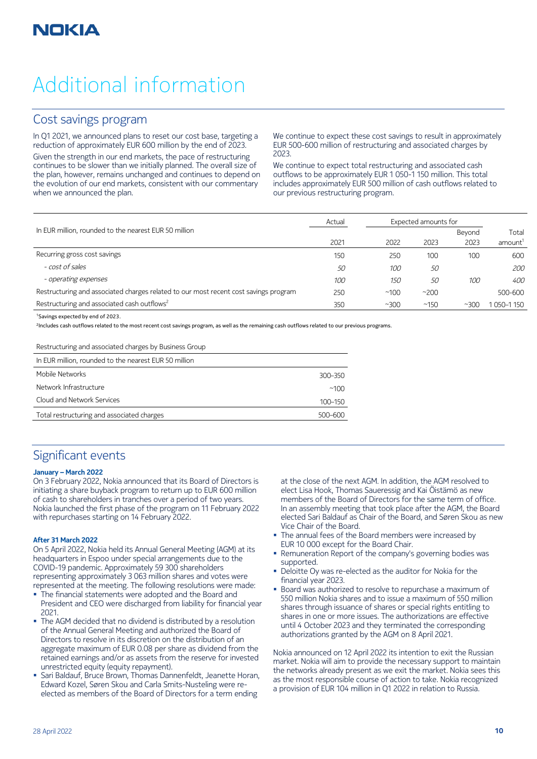# Additional information

## Cost savings program

In Q1 2021, we announced plans to reset our cost base, targeting a reduction of approximately EUR 600 million by the end of 2023.

Given the strength in our end markets, the pace of restructuring continues to be slower than we initially planned. The overall size of the plan, however, remains unchanged and continues to depend on the evolution of our end markets, consistent with our commentary when we announced the plan.

We continue to expect these cost savings to result in approximately EUR 500-600 million of restructuring and associated charges by 2023.

We continue to expect total restructuring and associated cash outflows to be approximately EUR 1 050-1 150 million. This total includes approximately EUR 500 million of cash outflows related to our previous restructuring program.

| In EUR million, rounded to the nearest EUR 50 million | Actual | Expected amounts for | | | |
|---|---|---|---|---|---|
| | 2021 | 2022 | 2023 | Beyond 2023 | Total amount[1] |
| Recurring gross cost savings | 150 | 250 | 100 | 100 | 600 |
| *- cost of sales* | *50* | *100* | *50* | | *200* |
| *- operating expenses* | *100* | *150* | *50* | *100* | *400* |
| Restructuring and associated charges related to our most recent cost savings program | 250 | ~100 | ~200 | | 500-600 |
| Restructuring and associated cash outflows[2] | 350 | ~300 | ~150 | ~300 | 1 050–1 150 |

[1]Savings expected by end of 2023.

[2]Includes cash outflows related to the most recent cost savings program, as well as the remaining cash outflows related to our previous programs.

| Restructuring and associated charges by Business Group | |
|---|---|
| In EUR million, rounded to the nearest EUR 50 million | |
| Mobile Networks | 300–350 |
| Network Infrastructure | ~100 |
| Cloud and Network Services | 100–150 |
| Total restructuring and associated charges | 500–600 |

## Significant events

**January – March 2022**

On 3 February 2022, Nokia announced that its Board of Directors is initiating a share buyback program to return up to EUR 600 million of cash to shareholders in tranches over a period of two years. Nokia launched the first phase of the program on 11 February 2022 with repurchases starting on 14 February 2022.

**After 31 March 2022**

On 5 April 2022, Nokia held its Annual General Meeting (AGM) at its headquarters in Espoo under special arrangements due to the COVID-19 pandemic. Approximately 59 300 shareholders representing approximately 3 063 million shares and votes were represented at the meeting. The following resolutions were made:

- The financial statements were adopted and the Board and President and CEO were discharged from liability for financial year 2021.
- The AGM decided that no dividend is distributed by a resolution of the Annual General Meeting and authorized the Board of Directors to resolve in its discretion on the distribution of an aggregate maximum of EUR 0.08 per share as dividend from the retained earnings and/or as assets from the reserve for invested unrestricted equity (equity repayment).
- Sari Baldauf, Bruce Brown, Thomas Dannenfeldt, Jeanette Horan, Edward Kozel, Søren Skou and Carla Smits-Nusteling were re-elected as members of the Board of Directors for a term ending at the close of the next AGM. In addition, the AGM resolved to elect Lisa Hook, Thomas Saueressig and Kai Öistämö as new members of the Board of Directors for the same term of office. In an assembly meeting that took place after the AGM, the Board elected Sari Baldauf as Chair of the Board, and Søren Skou as new Vice Chair of the Board.
- The annual fees of the Board members were increased by EUR 10 000 except for the Board Chair.
- Remuneration Report of the company's governing bodies was supported.
- Deloitte Oy was re-elected as the auditor for Nokia for the financial year 2023.
- Board was authorized to resolve to repurchase a maximum of 550 million Nokia shares and to issue a maximum of 550 million shares through issuance of shares or special rights entitling to shares in one or more issues. The authorizations are effective until 4 October 2023 and they terminated the corresponding authorizations granted by the AGM on 8 April 2021.

Nokia announced on 12 April 2022 its intention to exit the Russian market. Nokia will aim to provide the necessary support to maintain the networks already present as we exit the market. Nokia sees this as the most responsible course of action to take. Nokia recognized a provision of EUR 104 million in Q1 2022 in relation to Russia.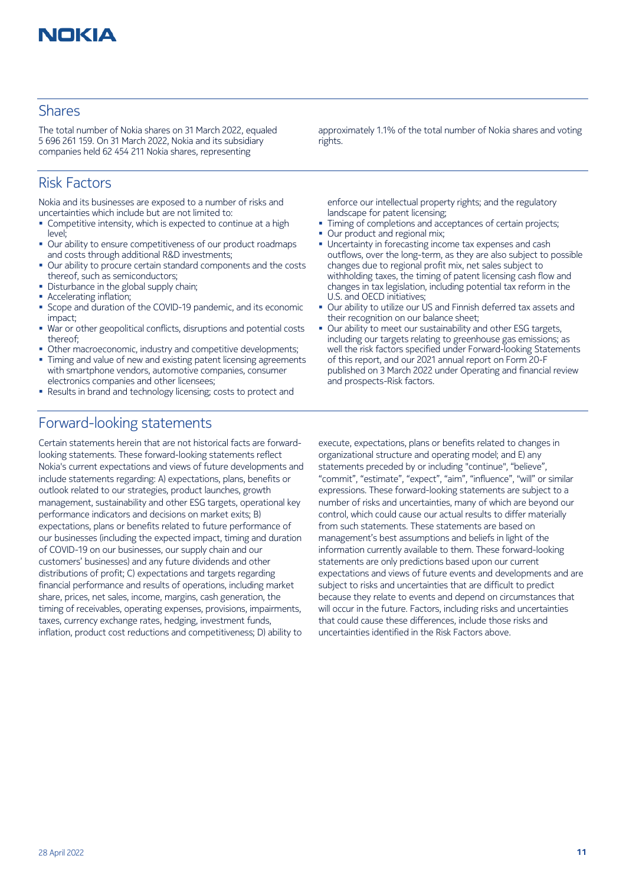## Shares

The total number of Nokia shares on 31 March 2022, equaled 5 696 261 159. On 31 March 2022, Nokia and its subsidiary companies held 62 454 211 Nokia shares, representing approximately 1.1% of the total number of Nokia shares and voting rights.

## Risk Factors

Nokia and its businesses are exposed to a number of risks and uncertainties which include but are not limited to:

- Competitive intensity, which is expected to continue at a high level;
- Our ability to ensure competitiveness of our product roadmaps and costs through additional R&D investments;
- Our ability to procure certain standard components and the costs thereof, such as semiconductors;
- Disturbance in the global supply chain;
- Accelerating inflation;
- Scope and duration of the COVID-19 pandemic, and its economic impact;
- War or other geopolitical conflicts, disruptions and potential costs thereof;
- Other macroeconomic, industry and competitive developments;
- Timing and value of new and existing patent licensing agreements with smartphone vendors, automotive companies, consumer electronics companies and other licensees;
- Results in brand and technology licensing; costs to protect and enforce our intellectual property rights; and the regulatory landscape for patent licensing;
- Timing of completions and acceptances of certain projects;
- Our product and regional mix;
- Uncertainty in forecasting income tax expenses and cash outflows, over the long-term, as they are also subject to possible changes due to regional profit mix, net sales subject to withholding taxes, the timing of patent licensing cash flow and changes in tax legislation, including potential tax reform in the U.S. and OECD initiatives;
- Our ability to utilize our US and Finnish deferred tax assets and their recognition on our balance sheet;
- Our ability to meet our sustainability and other ESG targets, including our targets relating to greenhouse gas emissions; as well the risk factors specified under Forward-looking Statements of this report, and our 2021 annual report on Form 20-F published on 3 March 2022 under Operating and financial review and prospects-Risk factors.

## Forward-looking statements

Certain statements herein that are not historical facts are forward-looking statements. These forward-looking statements reflect Nokia's current expectations and views of future developments and include statements regarding: A) expectations, plans, benefits or outlook related to our strategies, product launches, growth management, sustainability and other ESG targets, operational key performance indicators and decisions on market exits; B) expectations, plans or benefits related to future performance of our businesses (including the expected impact, timing and duration of COVID-19 on our businesses, our supply chain and our customers' businesses) and any future dividends and other distributions of profit; C) expectations and targets regarding financial performance and results of operations, including market share, prices, net sales, income, margins, cash generation, the timing of receivables, operating expenses, provisions, impairments, taxes, currency exchange rates, hedging, investment funds, inflation, product cost reductions and competitiveness; D) ability to execute, expectations, plans or benefits related to changes in organizational structure and operating model; and E) any statements preceded by or including "continue", "believe", "commit", "estimate", "expect", "aim", "influence", "will" or similar expressions. These forward-looking statements are subject to a number of risks and uncertainties, many of which are beyond our control, which could cause our actual results to differ materially from such statements. These statements are based on management's best assumptions and beliefs in light of the information currently available to them. These forward-looking statements are only predictions based upon our current expectations and views of future events and developments and are subject to risks and uncertainties that are difficult to predict because they relate to events and depend on circumstances that will occur in the future. Factors, including risks and uncertainties that could cause these differences, include those risks and uncertainties identified in the Risk Factors above.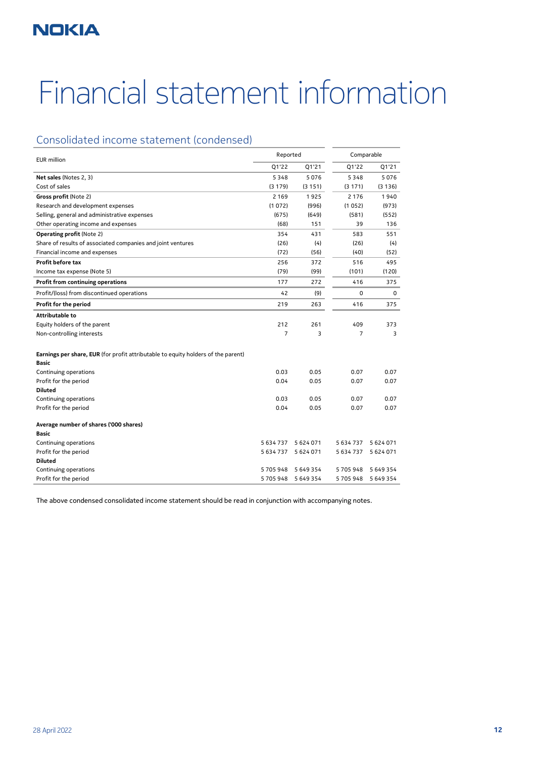# Financial statement information

## Consolidated income statement (condensed)

| EUR million | Reported | | Comparable | |
|---|---|---|---|---|
| | Q1'22 | Q1'21 | Q1'22 | Q1'21 |
| **Net sales** (Notes 2, 3) | 5 348 | 5 076 | 5 348 | 5 076 |
| Cost of sales | (3 179) | (3 151) | (3 171) | (3 136) |
| **Gross profit** (Note 2) | 2 169 | 1 925 | 2 176 | 1 940 |
| Research and development expenses | (1 072) | (996) | (1 052) | (973) |
| Selling, general and administrative expenses | (675) | (649) | (581) | (552) |
| Other operating income and expenses | (68) | 151 | 39 | 136 |
| **Operating profit** (Note 2) | 354 | 431 | 583 | 551 |
| Share of results of associated companies and joint ventures | (26) | (4) | (26) | (4) |
| Financial income and expenses | (72) | (56) | (40) | (52) |
| **Profit before tax** | 256 | 372 | 516 | 495 |
| Income tax expense (Note 5) | (79) | (99) | (101) | (120) |
| **Profit from continuing operations** | 177 | 272 | 416 | 375 |
| Profit/(loss) from discontinued operations | 42 | (9) | 0 | 0 |
| **Profit for the period** | 219 | 263 | 416 | 375 |
| **Attributable to** | | | | |
| Equity holders of the parent | 212 | 261 | 409 | 373 |
| Non-controlling interests | 7 | 3 | 7 | 3 |
| | | | | |
| **Earnings per share, EUR** (for profit attributable to equity holders of the parent) | | | | |
| **Basic** | | | | |
| Continuing operations | 0.03 | 0.05 | 0.07 | 0.07 |
| Profit for the period | 0.04 | 0.05 | 0.07 | 0.07 |
| **Diluted** | | | | |
| Continuing operations | 0.03 | 0.05 | 0.07 | 0.07 |
| Profit for the period | 0.04 | 0.05 | 0.07 | 0.07 |
| | | | | |
| **Average number of shares ('000 shares)** | | | | |
| **Basic** | | | | |
| Continuing operations | 5 634 737 | 5 624 071 | 5 634 737 | 5 624 071 |
| Profit for the period | 5 634 737 | 5 624 071 | 5 634 737 | 5 624 071 |
| **Diluted** | | | | |
| Continuing operations | 5 705 948 | 5 649 354 | 5 705 948 | 5 649 354 |
| Profit for the period | 5 705 948 | 5 649 354 | 5 705 948 | 5 649 354 |

The above condensed consolidated income statement should be read in conjunction with accompanying notes.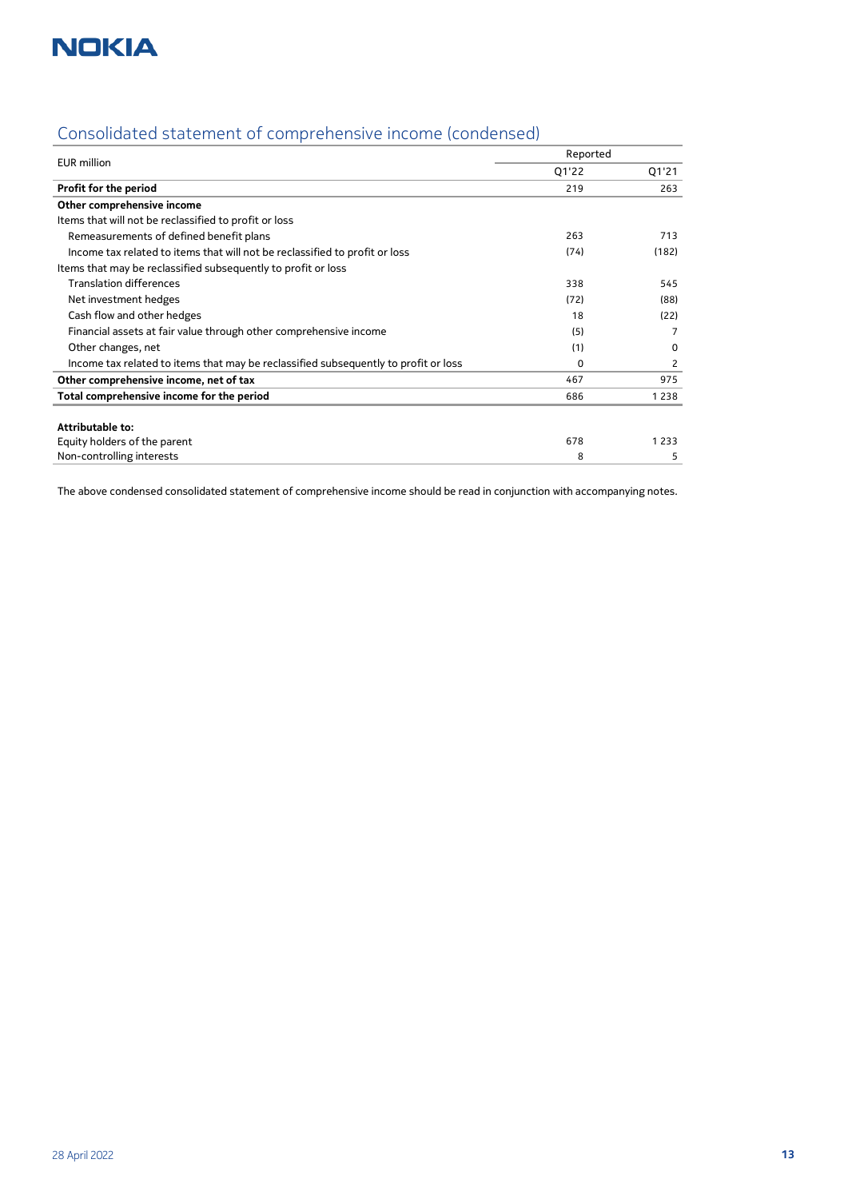## Consolidated statement of comprehensive income (condensed)

| EUR million | Reported | |
|---|---|---|
| | Q1'22 | Q1'21 |
| **Profit for the period** | 219 | 263 |
| **Other comprehensive income** | | |
| Items that will not be reclassified to profit or loss | | |
| Remeasurements of defined benefit plans | 263 | 713 |
| Income tax related to items that will not be reclassified to profit or loss | (74) | (182) |
| Items that may be reclassified subsequently to profit or loss | | |
| Translation differences | 338 | 545 |
| Net investment hedges | (72) | (88) |
| Cash flow and other hedges | 18 | (22) |
| Financial assets at fair value through other comprehensive income | (5) | 7 |
| Other changes, net | (1) | 0 |
| Income tax related to items that may be reclassified subsequently to profit or loss | 0 | 2 |
| **Other comprehensive income, net of tax** | 467 | 975 |
| **Total comprehensive income for the period** | 686 | 1 238 |
| | | |
| **Attributable to:** | | |
| Equity holders of the parent | 678 | 1 233 |
| Non-controlling interests | 8 | 5 |

The above condensed consolidated statement of comprehensive income should be read in conjunction with accompanying notes.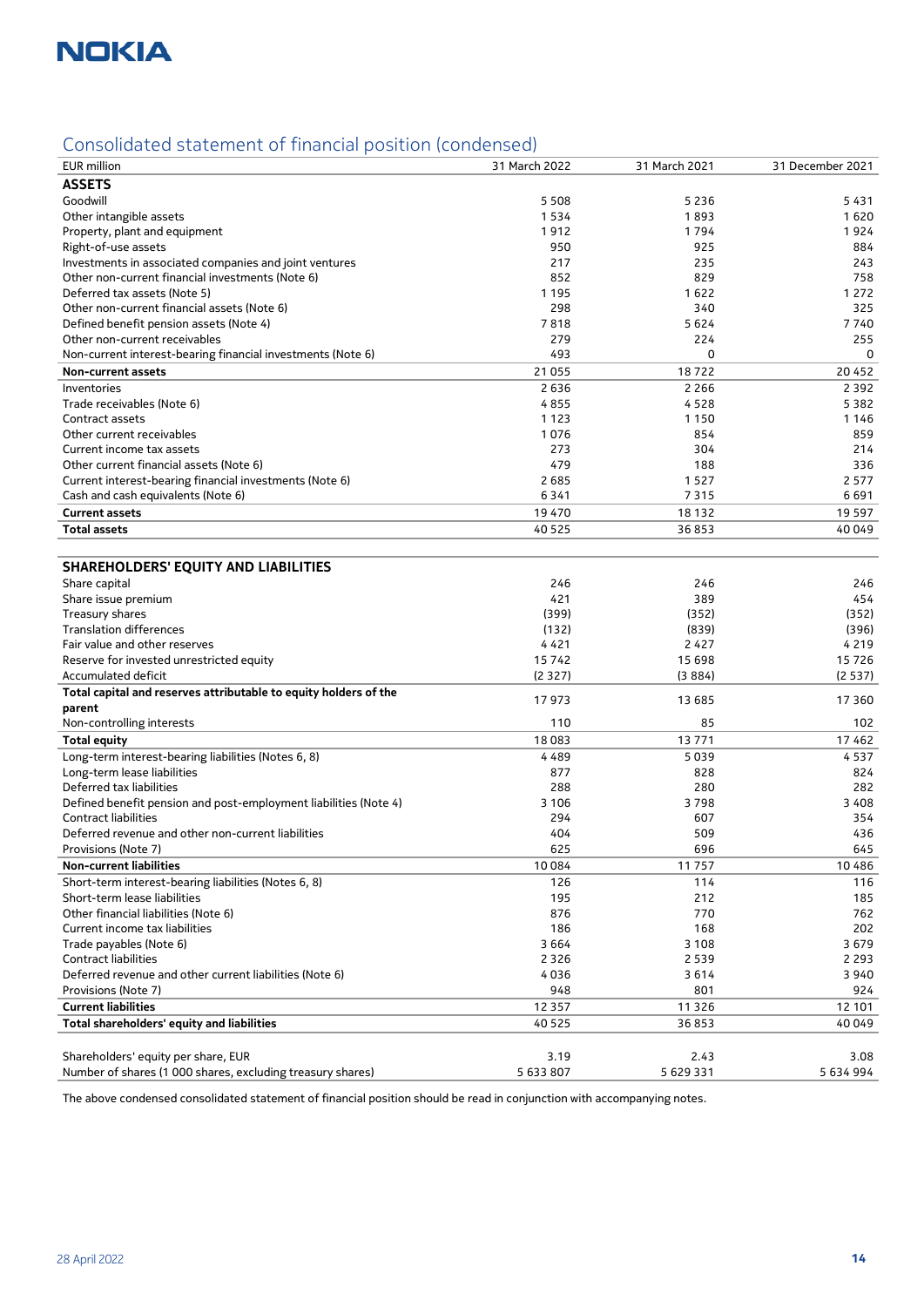## Consolidated statement of financial position (condensed)

| EUR million | 31 March 2022 | 31 March 2021 | 31 December 2021 |
|---|---|---|---|
| **ASSETS** | | | |
| Goodwill | 5 508 | 5 236 | 5 431 |
| Other intangible assets | 1 534 | 1 893 | 1 620 |
| Property, plant and equipment | 1 912 | 1 794 | 1 924 |
| Right-of-use assets | 950 | 925 | 884 |
| Investments in associated companies and joint ventures | 217 | 235 | 243 |
| Other non-current financial investments (Note 6) | 852 | 829 | 758 |
| Deferred tax assets (Note 5) | 1 195 | 1 622 | 1 272 |
| Other non-current financial assets (Note 6) | 298 | 340 | 325 |
| Defined benefit pension assets (Note 4) | 7 818 | 5 624 | 7 740 |
| Other non-current receivables | 279 | 224 | 255 |
| Non-current interest-bearing financial investments (Note 6) | 493 | 0 | 0 |
| **Non-current assets** | 21 055 | 18 722 | 20 452 |
| Inventories | 2 636 | 2 266 | 2 392 |
| Trade receivables (Note 6) | 4 855 | 4 528 | 5 382 |
| Contract assets | 1 123 | 1 150 | 1 146 |
| Other current receivables | 1 076 | 854 | 859 |
| Current income tax assets | 273 | 304 | 214 |
| Other current financial assets (Note 6) | 479 | 188 | 336 |
| Current interest-bearing financial investments (Note 6) | 2 685 | 1 527 | 2 577 |
| Cash and cash equivalents (Note 6) | 6 341 | 7 315 | 6 691 |
| **Current assets** | 19 470 | 18 132 | 19 597 |
| **Total assets** | 40 525 | 36 853 | 40 049 |
| | | | |
| **SHAREHOLDERS' EQUITY AND LIABILITIES** | | | |
| Share capital | 246 | 246 | 246 |
| Share issue premium | 421 | 389 | 454 |
| Treasury shares | (399) | (352) | (352) |
| Translation differences | (132) | (839) | (396) |
| Fair value and other reserves | 4 421 | 2 427 | 4 219 |
| Reserve for invested unrestricted equity | 15 742 | 15 698 | 15 726 |
| Accumulated deficit | (2 327) | (3 884) | (2 537) |
| **Total capital and reserves attributable to equity holders of the parent** | 17 973 | 13 685 | 17 360 |
| Non-controlling interests | 110 | 85 | 102 |
| **Total equity** | 18 083 | 13 771 | 17 462 |
| Long-term interest-bearing liabilities (Notes 6, 8) | 4 489 | 5 039 | 4 537 |
| Long-term lease liabilities | 877 | 828 | 824 |
| Deferred tax liabilities | 288 | 280 | 282 |
| Defined benefit pension and post-employment liabilities (Note 4) | 3 106 | 3 798 | 3 408 |
| Contract liabilities | 294 | 607 | 354 |
| Deferred revenue and other non-current liabilities | 404 | 509 | 436 |
| Provisions (Note 7) | 625 | 696 | 645 |
| **Non-current liabilities** | 10 084 | 11 757 | 10 486 |
| Short-term interest-bearing liabilities (Notes 6, 8) | 126 | 114 | 116 |
| Short-term lease liabilities | 195 | 212 | 185 |
| Other financial liabilities (Note 6) | 876 | 770 | 762 |
| Current income tax liabilities | 186 | 168 | 202 |
| Trade payables (Note 6) | 3 664 | 3 108 | 3 679 |
| Contract liabilities | 2 326 | 2 539 | 2 293 |
| Deferred revenue and other current liabilities (Note 6) | 4 036 | 3 614 | 3 940 |
| Provisions (Note 7) | 948 | 801 | 924 |
| **Current liabilities** | 12 357 | 11 326 | 12 101 |
| **Total shareholders' equity and liabilities** | 40 525 | 36 853 | 40 049 |
| | | | |
| Shareholders' equity per share, EUR | 3.19 | 2.43 | 3.08 |
| Number of shares (1 000 shares, excluding treasury shares) | 5 633 807 | 5 629 331 | 5 634 994 |

The above condensed consolidated statement of financial position should be read in conjunction with accompanying notes.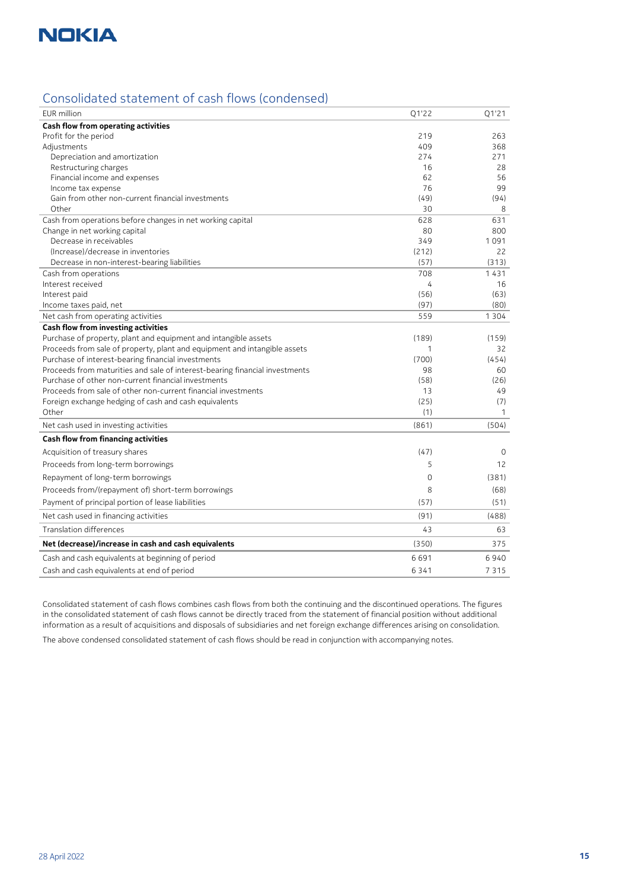## Consolidated statement of cash flows (condensed)

| EUR million | Q1'22 | Q1'21 |
|---|---|---|
| **Cash flow from operating activities** | | |
| Profit for the period | 219 | 263 |
| Adjustments | 409 | 368 |
| Depreciation and amortization | 274 | 271 |
| Restructuring charges | 16 | 28 |
| Financial income and expenses | 62 | 56 |
| Income tax expense | 76 | 99 |
| Gain from other non-current financial investments | (49) | (94) |
| Other | 30 | 8 |
| Cash from operations before changes in net working capital | 628 | 631 |
| Change in net working capital | 80 | 800 |
| Decrease in receivables | 349 | 1 091 |
| (Increase)/decrease in inventories | (212) | 22 |
| Decrease in non-interest-bearing liabilities | (57) | (313) |
| Cash from operations | 708 | 1 431 |
| Interest received | 4 | 16 |
| Interest paid | (56) | (63) |
| Income taxes paid, net | (97) | (80) |
| Net cash from operating activities | 559 | 1 304 |
| **Cash flow from investing activities** | | |
| Purchase of property, plant and equipment and intangible assets | (189) | (159) |
| Proceeds from sale of property, plant and equipment and intangible assets | 1 | 32 |
| Purchase of interest-bearing financial investments | (700) | (454) |
| Proceeds from maturities and sale of interest-bearing financial investments | 98 | 60 |
| Purchase of other non-current financial investments | (58) | (26) |
| Proceeds from sale of other non-current financial investments | 13 | 49 |
| Foreign exchange hedging of cash and cash equivalents | (25) | (7) |
| Other | (1) | 1 |
| Net cash used in investing activities | (861) | (504) |
| **Cash flow from financing activities** | | |
| Acquisition of treasury shares | (47) | 0 |
| Proceeds from long-term borrowings | 5 | 12 |
| Repayment of long-term borrowings | 0 | (381) |
| Proceeds from/(repayment of) short-term borrowings | 8 | (68) |
| Payment of principal portion of lease liabilities | (57) | (51) |
| Net cash used in financing activities | (91) | (488) |
| Translation differences | 43 | 63 |
| **Net (decrease)/increase in cash and cash equivalents** | (350) | 375 |
| Cash and cash equivalents at beginning of period | 6 691 | 6 940 |
| Cash and cash equivalents at end of period | 6 341 | 7 315 |

Consolidated statement of cash flows combines cash flows from both the continuing and the discontinued operations. The figures in the consolidated statement of cash flows cannot be directly traced from the statement of financial position without additional information as a result of acquisitions and disposals of subsidiaries and net foreign exchange differences arising on consolidation.

The above condensed consolidated statement of cash flows should be read in conjunction with accompanying notes.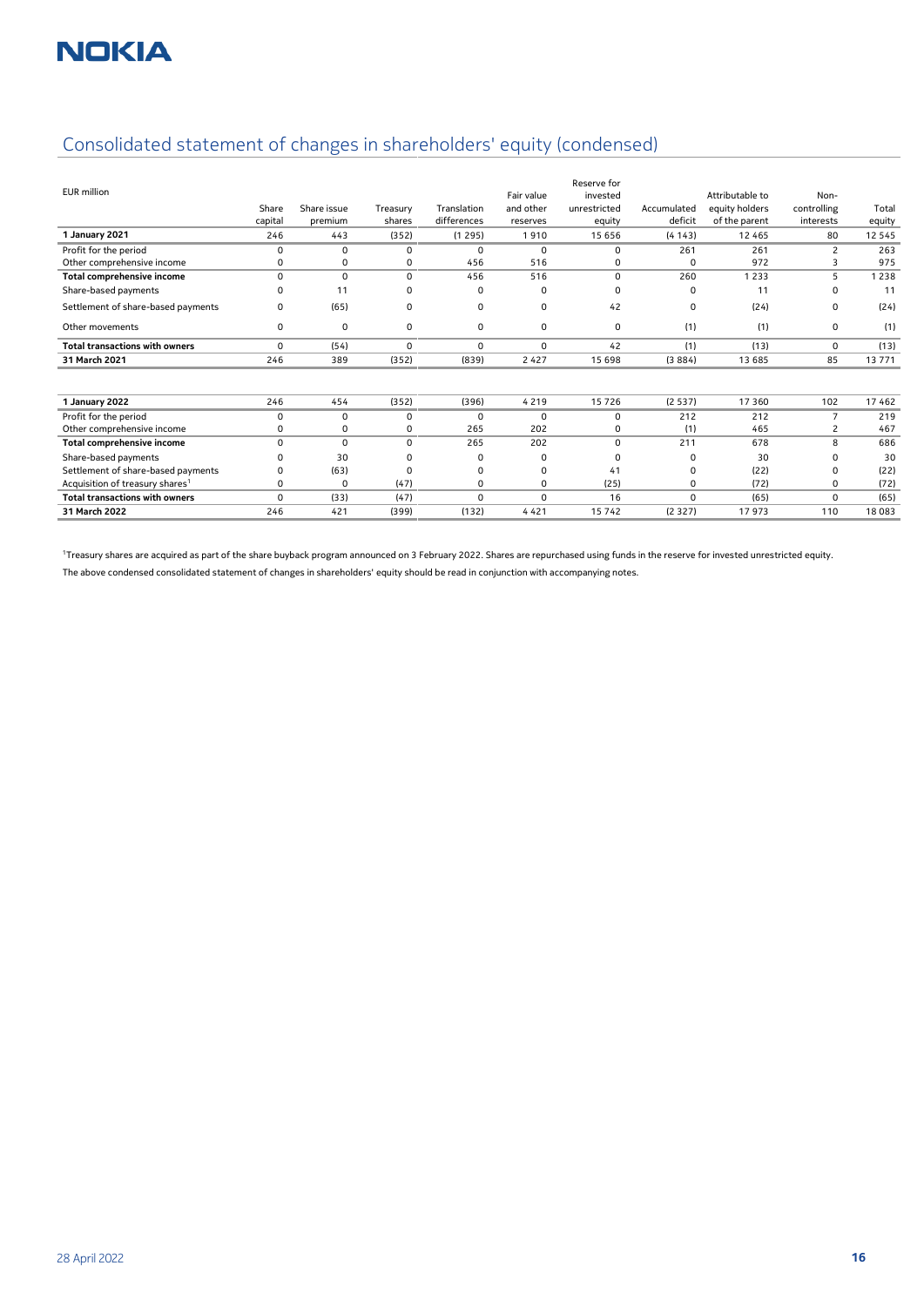# Consolidated statement of changes in shareholders' equity (condensed)

| EUR million | Share capital | Share issue premium | Treasury shares | Translation differences | Fair value and other reserves | Reserve for invested unrestricted equity | Accumulated deficit | Attributable to equity holders of the parent | Non-controlling interests | Total equity |
|---|---|---|---|---|---|---|---|---|---|---|
| **1 January 2021** | 246 | 443 | (352) | (1 295) | 1 910 | 15 656 | (4 143) | 12 465 | 80 | 12 545 |
| Profit for the period | 0 | 0 | 0 | 0 | 0 | 0 | 261 | 261 | 2 | 263 |
| Other comprehensive income | 0 | 0 | 0 | 456 | 516 | 0 | 0 | 972 | 3 | 975 |
| **Total comprehensive income** | 0 | 0 | 0 | 456 | 516 | 0 | 260 | 1 233 | 5 | 1 238 |
| Share-based payments | 0 | 11 | 0 | 0 | 0 | 0 | 0 | 11 | 0 | 11 |
| Settlement of share-based payments | 0 | (65) | 0 | 0 | 0 | 42 | 0 | (24) | 0 | (24) |
| Other movements | 0 | 0 | 0 | 0 | 0 | 0 | (1) | (1) | 0 | (1) |
| **Total transactions with owners** | 0 | (54) | 0 | 0 | 0 | 42 | (1) | (13) | 0 | (13) |
| **31 March 2021** | 246 | 389 | (352) | (839) | 2 427 | 15 698 | (3 884) | 13 685 | 85 | 13 771 |
| | | | | | | | | | | |
| **1 January 2022** | 246 | 454 | (352) | (396) | 4 219 | 15 726 | (2 537) | 17 360 | 102 | 17 462 |
| Profit for the period | 0 | 0 | 0 | 0 | 0 | 0 | 212 | 212 | 7 | 219 |
| Other comprehensive income | 0 | 0 | 0 | 265 | 202 | 0 | (1) | 465 | 2 | 467 |
| **Total comprehensive income** | 0 | 0 | 0 | 265 | 202 | 0 | 211 | 678 | 8 | 686 |
| Share-based payments | 0 | 30 | 0 | 0 | 0 | 0 | 0 | 30 | 0 | 30 |
| Settlement of share-based payments | 0 | (63) | 0 | 0 | 0 | 41 | 0 | (22) | 0 | (22) |
| Acquisition of treasury shares[1] | 0 | 0 | (47) | 0 | 0 | (25) | 0 | (72) | 0 | (72) |
| **Total transactions with owners** | 0 | (33) | (47) | 0 | 0 | 16 | 0 | (65) | 0 | (65) |
| **31 March 2022** | 246 | 421 | (399) | (132) | 4 421 | 15 742 | (2 327) | 17 973 | 110 | 18 083 |

[1]Treasury shares are acquired as part of the share buyback program announced on 3 February 2022. Shares are repurchased using funds in the reserve for invested unrestricted equity.

The above condensed consolidated statement of changes in shareholders' equity should be read in conjunction with accompanying notes.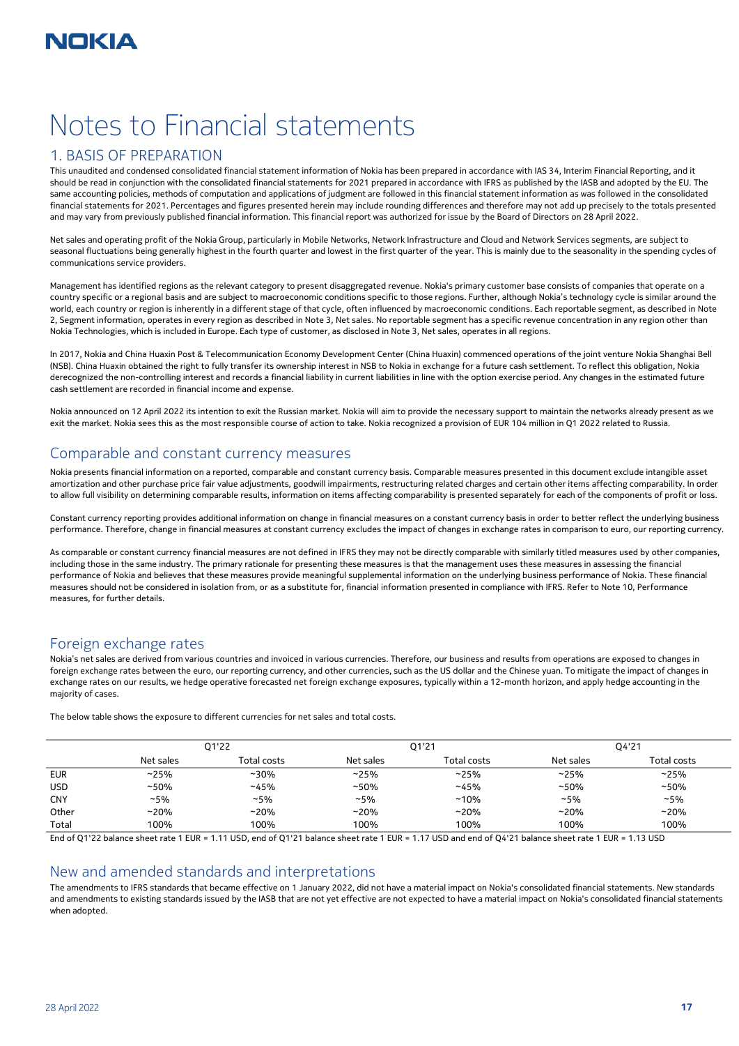# Notes to Financial statements

## 1. BASIS OF PREPARATION

This unaudited and condensed consolidated financial statement information of Nokia has been prepared in accordance with IAS 34, Interim Financial Reporting, and it should be read in conjunction with the consolidated financial statements for 2021 prepared in accordance with IFRS as published by the IASB and adopted by the EU. The same accounting policies, methods of computation and applications of judgment are followed in this financial statement information as was followed in the consolidated financial statements for 2021. Percentages and figures presented herein may include rounding differences and therefore may not add up precisely to the totals presented and may vary from previously published financial information. This financial report was authorized for issue by the Board of Directors on 28 April 2022.

Net sales and operating profit of the Nokia Group, particularly in Mobile Networks, Network Infrastructure and Cloud and Network Services segments, are subject to seasonal fluctuations being generally highest in the fourth quarter and lowest in the first quarter of the year. This is mainly due to the seasonality in the spending cycles of communications service providers.

Management has identified regions as the relevant category to present disaggregated revenue. Nokia's primary customer base consists of companies that operate on a country specific or a regional basis and are subject to macroeconomic conditions specific to those regions. Further, although Nokia's technology cycle is similar around the world, each country or region is inherently in a different stage of that cycle, often influenced by macroeconomic conditions. Each reportable segment, as described in Note 2, Segment information, operates in every region as described in Note 3, Net sales. No reportable segment has a specific revenue concentration in any region other than Nokia Technologies, which is included in Europe. Each type of customer, as disclosed in Note 3, Net sales, operates in all regions.

In 2017, Nokia and China Huaxin Post & Telecommunication Economy Development Center (China Huaxin) commenced operations of the joint venture Nokia Shanghai Bell (NSB). China Huaxin obtained the right to fully transfer its ownership interest in NSB to Nokia in exchange for a future cash settlement. To reflect this obligation, Nokia derecognized the non-controlling interest and records a financial liability in current liabilities in line with the option exercise period. Any changes in the estimated future cash settlement are recorded in financial income and expense.

Nokia announced on 12 April 2022 its intention to exit the Russian market. Nokia will aim to provide the necessary support to maintain the networks already present as we exit the market. Nokia sees this as the most responsible course of action to take. Nokia recognized a provision of EUR 104 million in Q1 2022 related to Russia.

## Comparable and constant currency measures

Nokia presents financial information on a reported, comparable and constant currency basis. Comparable measures presented in this document exclude intangible asset amortization and other purchase price fair value adjustments, goodwill impairments, restructuring related charges and certain other items affecting comparability. In order to allow full visibility on determining comparable results, information on items affecting comparability is presented separately for each of the components of profit or loss.

Constant currency reporting provides additional information on change in financial measures on a constant currency basis in order to better reflect the underlying business performance. Therefore, change in financial measures at constant currency excludes the impact of changes in exchange rates in comparison to euro, our reporting currency.

As comparable or constant currency financial measures are not defined in IFRS they may not be directly comparable with similarly titled measures used by other companies, including those in the same industry. The primary rationale for presenting these measures is that the management uses these measures in assessing the financial performance of Nokia and believes that these measures provide meaningful supplemental information on the underlying business performance of Nokia. These financial measures should not be considered in isolation from, or as a substitute for, financial information presented in compliance with IFRS. Refer to Note 10, Performance measures, for further details.

## Foreign exchange rates

Nokia's net sales are derived from various countries and invoiced in various currencies. Therefore, our business and results from operations are exposed to changes in foreign exchange rates between the euro, our reporting currency, and other currencies, such as the US dollar and the Chinese yuan. To mitigate the impact of changes in exchange rates on our results, we hedge operative forecasted net foreign exchange exposures, typically within a 12-month horizon, and apply hedge accounting in the majority of cases.

The below table shows the exposure to different currencies for net sales and total costs.

| | Q1'22 | | Q1'21 | | Q4'21 | |
|---|---|---|---|---|---|---|
| | Net sales | Total costs | Net sales | Total costs | Net sales | Total costs |
| EUR | ~25% | ~30% | ~25% | ~25% | ~25% | ~25% |
| USD | ~50% | ~45% | ~50% | ~45% | ~50% | ~50% |
| CNY | ~5% | ~5% | ~5% | ~10% | ~5% | ~5% |
| Other | ~20% | ~20% | ~20% | ~20% | ~20% | ~20% |
| Total | 100% | 100% | 100% | 100% | 100% | 100% |

End of Q1'22 balance sheet rate 1 EUR = 1.11 USD, end of Q1'21 balance sheet rate 1 EUR = 1.17 USD and end of Q4'21 balance sheet rate 1 EUR = 1.13 USD

## New and amended standards and interpretations

The amendments to IFRS standards that became effective on 1 January 2022, did not have a material impact on Nokia's consolidated financial statements. New standards and amendments to existing standards issued by the IASB that are not yet effective are not expected to have a material impact on Nokia's consolidated financial statements when adopted.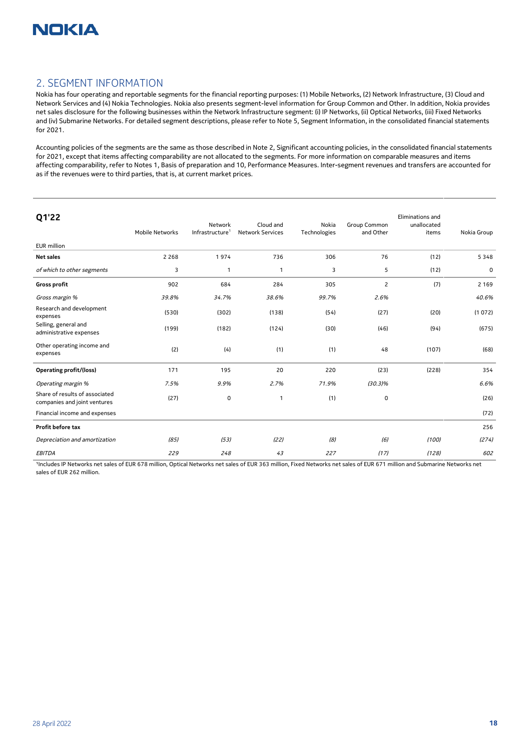## 2. SEGMENT INFORMATION

Nokia has four operating and reportable segments for the financial reporting purposes: (1) Mobile Networks, (2) Network Infrastructure, (3) Cloud and Network Services and (4) Nokia Technologies. Nokia also presents segment-level information for Group Common and Other. In addition, Nokia provides net sales disclosure for the following businesses within the Network Infrastructure segment: (i) IP Networks, (ii) Optical Networks, (iii) Fixed Networks and (iv) Submarine Networks. For detailed segment descriptions, please refer to Note 5, Segment Information, in the consolidated financial statements for 2021.

Accounting policies of the segments are the same as those described in Note 2, Significant accounting policies, in the consolidated financial statements for 2021, except that items affecting comparability are not allocated to the segments. For more information on comparable measures and items affecting comparability, refer to Notes 1, Basis of preparation and 10, Performance Measures. Inter-segment revenues and transfers are accounted for as if the revenues were to third parties, that is, at current market prices.

| **Q1'22** | Mobile Networks | Network Infrastructure[1] | Cloud and Network Services | Nokia Technologies | Group Common and Other | Eliminations and unallocated items | Nokia Group |
|---|---|---|---|---|---|---|---|
| EUR million | | | | | | | |
| **Net sales** | 2 268 | 1 974 | 736 | 306 | 76 | (12) | 5 348 |
| *of which to other segments* | 3 | 1 | 1 | 3 | 5 | (12) | 0 |
| **Gross profit** | 902 | 684 | 284 | 305 | 2 | (7) | 2 169 |
| *Gross margin %* | *39.8%* | *34.7%* | *38.6%* | *99.7%* | *2.6%* | | *40.6%* |
| Research and development expenses | (530) | (302) | (138) | (54) | (27) | (20) | (1 072) |
| Selling, general and administrative expenses | (199) | (182) | (124) | (30) | (46) | (94) | (675) |
| Other operating income and expenses | (2) | (4) | (1) | (1) | 48 | (107) | (68) |
| **Operating profit/(loss)** | 171 | 195 | 20 | 220 | (23) | (228) | 354 |
| *Operating margin %* | *7.5%* | *9.9%* | *2.7%* | *71.9%* | *(30.3)%* | | *6.6%* |
| Share of results of associated companies and joint ventures | (27) | 0 | 1 | (1) | 0 | | (26) |
| Financial income and expenses | | | | | | | (72) |
| **Profit before tax** | | | | | | | 256 |
| *Depreciation and amortization* | *(85)* | *(53)* | *(22)* | *(8)* | *(6)* | *(100)* | *(274)* |
| *EBITDA* | *229* | *248* | *43* | *227* | *(17)* | *(128)* | *602* |

[1]Includes IP Networks net sales of EUR 678 million, Optical Networks net sales of EUR 363 million, Fixed Networks net sales of EUR 671 million and Submarine Networks net sales of EUR 262 million.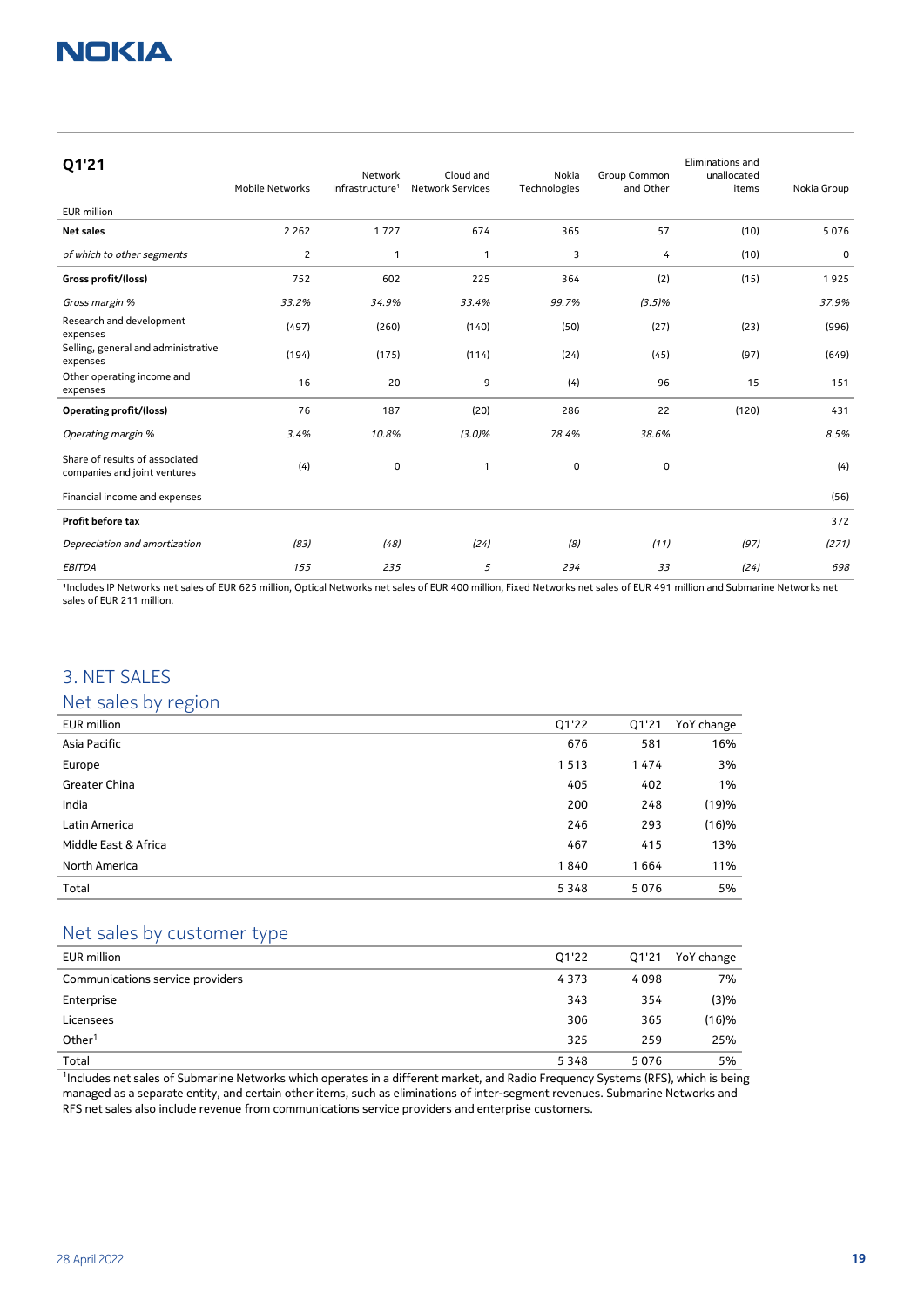| Q1'21 | Mobile Networks | Network Infrastructure[1] | Cloud and Network Services | Nokia Technologies | Group Common and Other | Eliminations and unallocated items | Nokia Group |
|---|---|---|---|---|---|---|---|
| EUR million | | | | | | | |
| **Net sales** | 2 262 | 1 727 | 674 | 365 | 57 | (10) | 5 076 |
| *of which to other segments* | 2 | 1 | 1 | 3 | 4 | (10) | 0 |
| **Gross profit/(loss)** | 752 | 602 | 225 | 364 | (2) | (15) | 1 925 |
| *Gross margin %* | *33.2%* | *34.9%* | *33.4%* | *99.7%* | *(3.5)%* | | *37.9%* |
| Research and development expenses | (497) | (260) | (140) | (50) | (27) | (23) | (996) |
| Selling, general and administrative expenses | (194) | (175) | (114) | (24) | (45) | (97) | (649) |
| Other operating income and expenses | 16 | 20 | 9 | (4) | 96 | 15 | 151 |
| **Operating profit/(loss)** | 76 | 187 | (20) | 286 | 22 | (120) | 431 |
| *Operating margin %* | *3.4%* | *10.8%* | *(3.0)%* | *78.4%* | *38.6%* | | *8.5%* |
| Share of results of associated companies and joint ventures | (4) | 0 | 1 | 0 | 0 | | (4) |
| Financial income and expenses | | | | | | | (56) |
| **Profit before tax** | | | | | | | 372 |
| *Depreciation and amortization* | *(83)* | *(48)* | *(24)* | *(8)* | *(11)* | *(97)* | *(271)* |
| *EBITDA* | *155* | *235* | *5* | *294* | *33* | *(24)* | *698* |

[1]Includes IP Networks net sales of EUR 625 million, Optical Networks net sales of EUR 400 million, Fixed Networks net sales of EUR 491 million and Submarine Networks net sales of EUR 211 million.

## 3. NET SALES

### Net sales by region

| EUR million | Q1'22 | Q1'21 | YoY change |
|---|---|---|---|
| Asia Pacific | 676 | 581 | 16% |
| Europe | 1 513 | 1 474 | 3% |
| Greater China | 405 | 402 | 1% |
| India | 200 | 248 | (19)% |
| Latin America | 246 | 293 | (16)% |
| Middle East & Africa | 467 | 415 | 13% |
| North America | 1 840 | 1 664 | 11% |
| Total | 5 348 | 5 076 | 5% |

### Net sales by customer type

| EUR million | Q1'22 | Q1'21 | YoY change |
|---|---|---|---|
| Communications service providers | 4 373 | 4 098 | 7% |
| Enterprise | 343 | 354 | (3)% |
| Licensees | 306 | 365 | (16)% |
| Other[1] | 325 | 259 | 25% |
| Total | 5 348 | 5 076 | 5% |

[1]Includes net sales of Submarine Networks which operates in a different market, and Radio Frequency Systems (RFS), which is being managed as a separate entity, and certain other items, such as eliminations of inter-segment revenues. Submarine Networks and RFS net sales also include revenue from communications service providers and enterprise customers.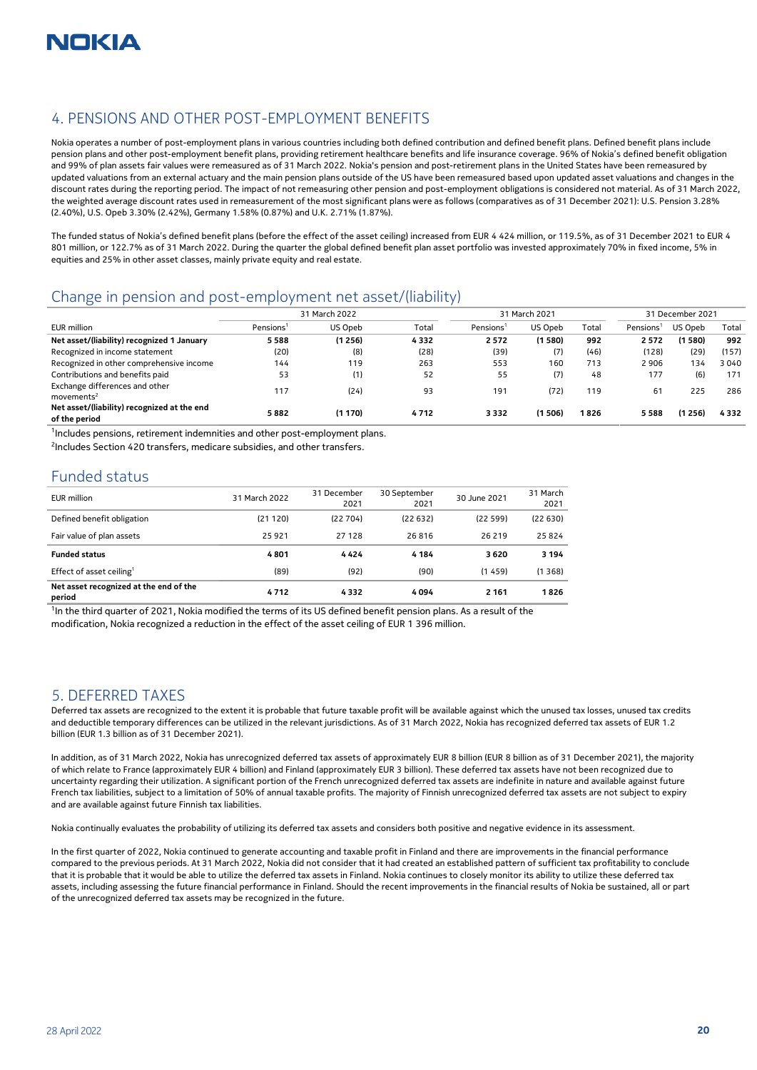## 4. PENSIONS AND OTHER POST-EMPLOYMENT BENEFITS

Nokia operates a number of post-employment plans in various countries including both defined contribution and defined benefit plans. Defined benefit plans include pension plans and other post-employment benefit plans, providing retirement healthcare benefits and life insurance coverage. 96% of Nokia's defined benefit obligation and 99% of plan assets fair values were remeasured as of 31 March 2022. Nokia's pension and post-retirement plans in the United States have been remeasured by updated valuations from an external actuary and the main pension plans outside of the US have been remeasured based upon updated asset valuations and changes in the discount rates during the reporting period. The impact of not remeasuring other pension and post-employment obligations is considered not material. As of 31 March 2022, the weighted average discount rates used in remeasurement of the most significant plans were as follows (comparatives as of 31 December 2021): U.S. Pension 3.28% (2.40%), U.S. Opeb 3.30% (2.42%), Germany 1.58% (0.87%) and U.K. 2.71% (1.87%).

The funded status of Nokia's defined benefit plans (before the effect of the asset ceiling) increased from EUR 4 424 million, or 119.5%, as of 31 December 2021 to EUR 4 801 million, or 122.7% as of 31 March 2022. During the quarter the global defined benefit plan asset portfolio was invested approximately 70% in fixed income, 5% in equities and 25% in other asset classes, mainly private equity and real estate.

### Change in pension and post-employment net asset/(liability)

| | 31 March 2022 | | | 31 March 2021 | | | 31 December 2021 | | |
|---|---|---|---|---|---|---|---|---|---|
| EUR million | Pensions[1] | US Opeb | Total | Pensions[1] | US Opeb | Total | Pensions[1] | US Opeb | Total |
| **Net asset/(liability) recognized 1 January** | **5 588** | **(1 256)** | **4 332** | **2 572** | **(1 580)** | **992** | **2 572** | **(1 580)** | **992** |
| Recognized in income statement | (20) | (8) | (28) | (39) | (7) | (46) | (128) | (29) | (157) |
| Recognized in other comprehensive income | 144 | 119 | 263 | 553 | 160 | 713 | 2 906 | 134 | 3 040 |
| Contributions and benefits paid | 53 | (1) | 52 | 55 | (7) | 48 | 177 | (6) | 171 |
| Exchange differences and other movements[2] | 117 | (24) | 93 | 191 | (72) | 119 | 61 | 225 | 286 |
| **Net asset/(liability) recognized at the end of the period** | **5 882** | **(1 170)** | **4 712** | **3 332** | **(1 506)** | **1 826** | **5 588** | **(1 256)** | **4 332** |

[1]Includes pensions, retirement indemnities and other post-employment plans.

[2]Includes Section 420 transfers, medicare subsidies, and other transfers.

### Funded status

| EUR million | 31 March 2022 | 31 December 2021 | 30 September 2021 | 30 June 2021 | 31 March 2021 |
|---|---|---|---|---|---|
| Defined benefit obligation | (21 120) | (22 704) | (22 632) | (22 599) | (22 630) |
| Fair value of plan assets | 25 921 | 27 128 | 26 816 | 26 219 | 25 824 |
| **Funded status** | **4 801** | **4 424** | **4 184** | **3 620** | **3 194** |
| Effect of asset ceiling[1] | (89) | (92) | (90) | (1 459) | (1 368) |
| **Net asset recognized at the end of the period** | **4 712** | **4 332** | **4 094** | **2 161** | **1 826** |

[1]In the third quarter of 2021, Nokia modified the terms of its US defined benefit pension plans. As a result of the modification, Nokia recognized a reduction in the effect of the asset ceiling of EUR 1 396 million.

## 5. DEFERRED TAXES

Deferred tax assets are recognized to the extent it is probable that future taxable profit will be available against which the unused tax losses, unused tax credits and deductible temporary differences can be utilized in the relevant jurisdictions. As of 31 March 2022, Nokia has recognized deferred tax assets of EUR 1.2 billion (EUR 1.3 billion as of 31 December 2021).

In addition, as of 31 March 2022, Nokia has unrecognized deferred tax assets of approximately EUR 8 billion (EUR 8 billion as of 31 December 2021), the majority of which relate to France (approximately EUR 4 billion) and Finland (approximately EUR 3 billion). These deferred tax assets have not been recognized due to uncertainty regarding their utilization. A significant portion of the French unrecognized deferred tax assets are indefinite in nature and available against future French tax liabilities, subject to a limitation of 50% of annual taxable profits. The majority of Finnish unrecognized deferred tax assets are not subject to expiry and are available against future Finnish tax liabilities.

Nokia continually evaluates the probability of utilizing its deferred tax assets and considers both positive and negative evidence in its assessment.

In the first quarter of 2022, Nokia continued to generate accounting and taxable profit in Finland and there are improvements in the financial performance compared to the previous periods. At 31 March 2022, Nokia did not consider that it had created an established pattern of sufficient tax profitability to conclude that it is probable that it would be able to utilize the deferred tax assets in Finland. Nokia continues to closely monitor its ability to utilize these deferred tax assets, including assessing the future financial performance in Finland. Should the recent improvements in the financial results of Nokia be sustained, all or part of the unrecognized deferred tax assets may be recognized in the future.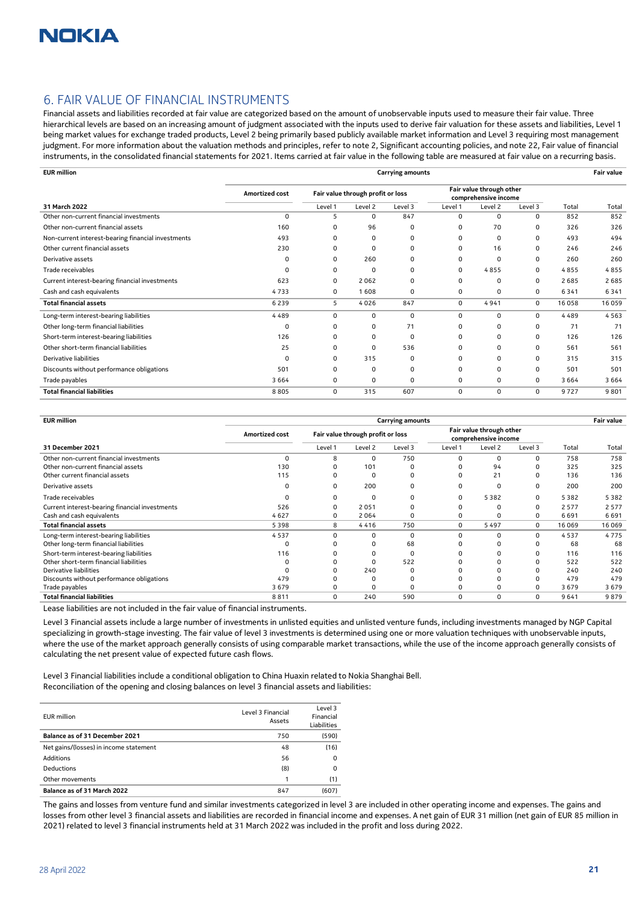## 6. FAIR VALUE OF FINANCIAL INSTRUMENTS

Financial assets and liabilities recorded at fair value are categorized based on the amount of unobservable inputs used to measure their fair value. Three hierarchical levels are based on an increasing amount of judgment associated with the inputs used to derive fair valuation for these assets and liabilities, Level 1 being market values for exchange traded products, Level 2 being primarily based publicly available market information and Level 3 requiring most management judgment. For more information about the valuation methods and principles, refer to note 2, Significant accounting policies, and note 22, Fair value of financial instruments, in the consolidated financial statements for 2021. Items carried at fair value in the following table are measured at fair value on a recurring basis.

| EUR million | Carrying amounts | | | | | | | | Fair value |
|---|---|---|---|---|---|---|---|---|---|
| | Amortized cost | Fair value through profit or loss | | | Fair value through other comprehensive income | | | | |
| **31 March 2022** | | Level 1 | Level 2 | Level 3 | Level 1 | Level 2 | Level 3 | Total | Total |
| Other non-current financial investments | 0 | 5 | 0 | 847 | 0 | 0 | 0 | 852 | 852 |
| Other non-current financial assets | 160 | 0 | 96 | 0 | 0 | 70 | 0 | 326 | 326 |
| Non-current interest-bearing financial investments | 493 | 0 | 0 | 0 | 0 | 0 | 0 | 493 | 494 |
| Other current financial assets | 230 | 0 | 0 | 0 | 0 | 16 | 0 | 246 | 246 |
| Derivative assets | 0 | 0 | 260 | 0 | 0 | 0 | 0 | 260 | 260 |
| Trade receivables | 0 | 0 | 0 | 0 | 0 | 4 855 | 0 | 4 855 | 4 855 |
| Current interest-bearing financial investments | 623 | 0 | 2 062 | 0 | 0 | 0 | 0 | 2 685 | 2 685 |
| Cash and cash equivalents | 4 733 | 0 | 1 608 | 0 | 0 | 0 | 0 | 6 341 | 6 341 |
| **Total financial assets** | 6 239 | 5 | 4 026 | 847 | 0 | 4 941 | 0 | 16 058 | 16 059 |
| Long-term interest-bearing liabilities | 4 489 | 0 | 0 | 0 | 0 | 0 | 0 | 4 489 | 4 563 |
| Other long-term financial liabilities | 0 | 0 | 0 | 71 | 0 | 0 | 0 | 71 | 71 |
| Short-term interest-bearing liabilities | 126 | 0 | 0 | 0 | 0 | 0 | 0 | 126 | 126 |
| Other short-term financial liabilities | 25 | 0 | 0 | 536 | 0 | 0 | 0 | 561 | 561 |
| Derivative liabilities | 0 | 0 | 315 | 0 | 0 | 0 | 0 | 315 | 315 |
| Discounts without performance obligations | 501 | 0 | 0 | 0 | 0 | 0 | 0 | 501 | 501 |
| Trade payables | 3 664 | 0 | 0 | 0 | 0 | 0 | 0 | 3 664 | 3 664 |
| **Total financial liabilities** | 8 805 | 0 | 315 | 607 | 0 | 0 | 0 | 9 727 | 9 801 |

| EUR million | Carrying amounts | | | | | | | | Fair value |
|---|---|---|---|---|---|---|---|---|---|
| | Amortized cost | Fair value through profit or loss | | | Fair value through other comprehensive income | | | | |
| **31 December 2021** | | Level 1 | Level 2 | Level 3 | Level 1 | Level 2 | Level 3 | Total | Total |
| Other non-current financial investments | 0 | 8 | 0 | 750 | 0 | 0 | 0 | 758 | 758 |
| Other non-current financial assets | 130 | 0 | 101 | 0 | 0 | 94 | 0 | 325 | 325 |
| Other current financial assets | 115 | 0 | 0 | 0 | 0 | 21 | 0 | 136 | 136 |
| Derivative assets | 0 | 0 | 200 | 0 | 0 | 0 | 0 | 200 | 200 |
| Trade receivables | 0 | 0 | 0 | 0 | 0 | 5 382 | 0 | 5 382 | 5 382 |
| Current interest-bearing financial investments | 526 | 0 | 2 051 | 0 | 0 | 0 | 0 | 2 577 | 2 577 |
| Cash and cash equivalents | 4 627 | 0 | 2 064 | 0 | 0 | 0 | 0 | 6 691 | 6 691 |
| **Total financial assets** | 5 398 | 8 | 4 416 | 750 | 0 | 5 497 | 0 | 16 069 | 16 069 |
| Long-term interest-bearing liabilities | 4 537 | 0 | 0 | 0 | 0 | 0 | 0 | 4 537 | 4 775 |
| Other long-term financial liabilities | 0 | 0 | 0 | 68 | 0 | 0 | 0 | 68 | 68 |
| Short-term interest-bearing liabilities | 116 | 0 | 0 | 0 | 0 | 0 | 0 | 116 | 116 |
| Other short-term financial liabilities | 0 | 0 | 0 | 522 | 0 | 0 | 0 | 522 | 522 |
| Derivative liabilities | 0 | 0 | 240 | 0 | 0 | 0 | 0 | 240 | 240 |
| Discounts without performance obligations | 479 | 0 | 0 | 0 | 0 | 0 | 0 | 479 | 479 |
| Trade payables | 3 679 | 0 | 0 | 0 | 0 | 0 | 0 | 3 679 | 3 679 |
| **Total financial liabilities** | 8 811 | 0 | 240 | 590 | 0 | 0 | 0 | 9 641 | 9 879 |

Lease liabilities are not included in the fair value of financial instruments.

Level 3 Financial assets include a large number of investments in unlisted equities and unlisted venture funds, including investments managed by NGP Capital specializing in growth-stage investing. The fair value of level 3 investments is determined using one or more valuation techniques with unobservable inputs, where the use of the market approach generally consists of using comparable market transactions, while the use of the income approach generally consists of calculating the net present value of expected future cash flows.

Level 3 Financial liabilities include a conditional obligation to China Huaxin related to Nokia Shanghai Bell.
Reconciliation of the opening and closing balances on level 3 financial assets and liabilities:

| EUR million | Level 3 Financial Assets | Level 3 Financial Liabilities |
|---|---|---|
| **Balance as of 31 December 2021** | 750 | (590) |
| Net gains/(losses) in income statement | 48 | (16) |
| Additions | 56 | 0 |
| Deductions | (8) | 0 |
| Other movements | 1 | (1) |
| **Balance as of 31 March 2022** | 847 | (607) |

The gains and losses from venture fund and similar investments categorized in level 3 are included in other operating income and expenses. The gains and losses from other level 3 financial assets and liabilities are recorded in financial income and expenses. A net gain of EUR 31 million (net gain of EUR 85 million in 2021) related to level 3 financial instruments held at 31 March 2022 was included in the profit and loss during 2022.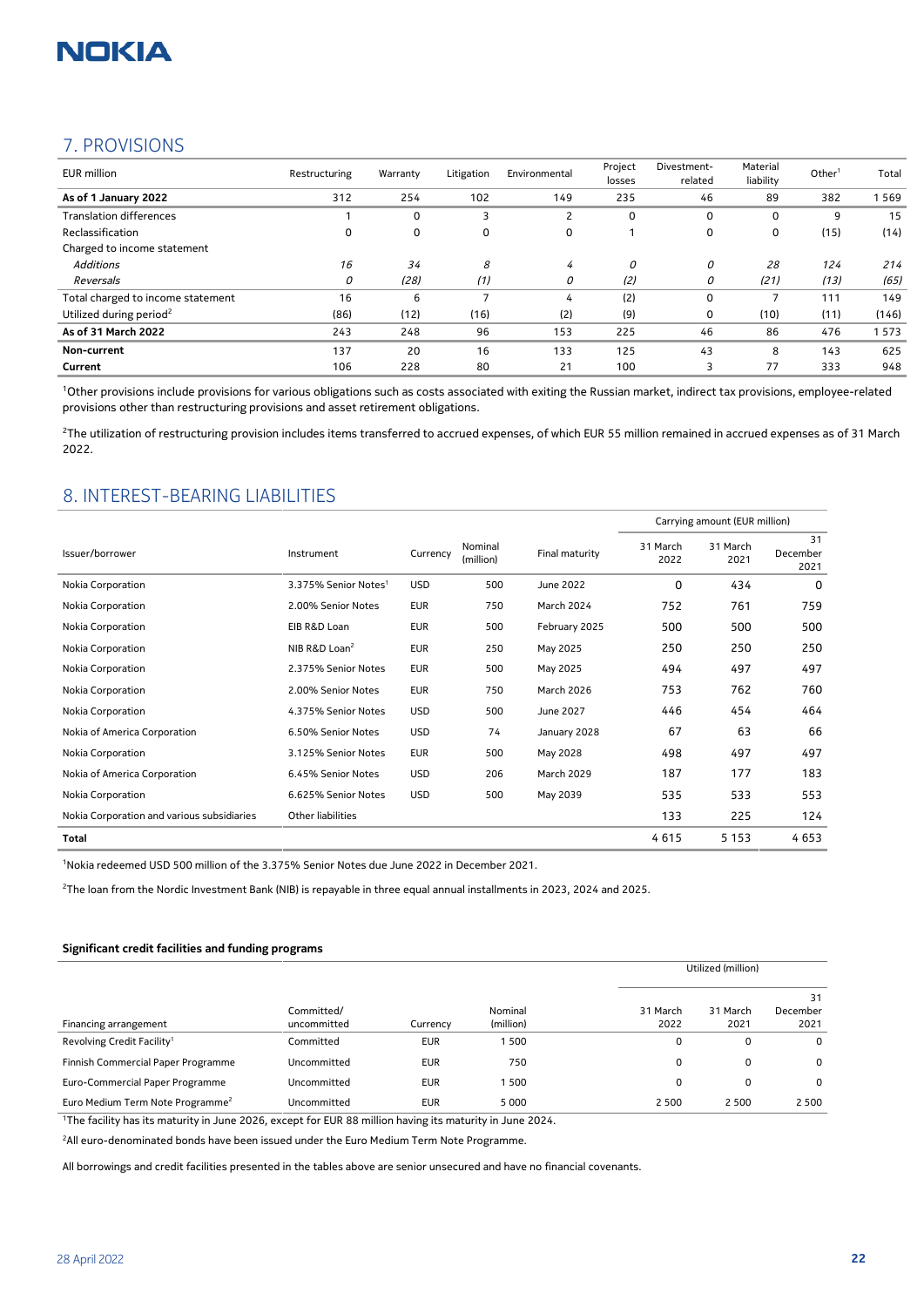## 7. PROVISIONS

| EUR million | Restructuring | Warranty | Litigation | Environmental | Project losses | Divestment-related | Material liability | Other[1] | Total |
|---|---|---|---|---|---|---|---|---|---|
| **As of 1 January 2022** | 312 | 254 | 102 | 149 | 235 | 46 | 89 | 382 | 1 569 |
| Translation differences | 1 | 0 | 3 | 2 | 0 | 0 | 0 | 9 | 15 |
| Reclassification | 0 | 0 | 0 | 0 | 1 | 0 | 0 | (15) | (14) |
| Charged to income statement | | | | | | | | | |
| *Additions* | *16* | *34* | *8* | *4* | *0* | *0* | *28* | *124* | *214* |
| *Reversals* | *0* | *(28)* | *(1)* | *0* | *(2)* | *0* | *(21)* | *(13)* | *(65)* |
| Total charged to income statement | 16 | 6 | 7 | 4 | (2) | 0 | 7 | 111 | 149 |
| Utilized during period[2] | (86) | (12) | (16) | (2) | (9) | 0 | (10) | (11) | (146) |
| **As of 31 March 2022** | 243 | 248 | 96 | 153 | 225 | 46 | 86 | 476 | 1 573 |
| **Non-current** | 137 | 20 | 16 | 133 | 125 | 43 | 8 | 143 | 625 |
| **Current** | 106 | 228 | 80 | 21 | 100 | 3 | 77 | 333 | 948 |

[1]Other provisions include provisions for various obligations such as costs associated with exiting the Russian market, indirect tax provisions, employee-related provisions other than restructuring provisions and asset retirement obligations.

[2]The utilization of restructuring provision includes items transferred to accrued expenses, of which EUR 55 million remained in accrued expenses as of 31 March 2022.

## 8. INTEREST-BEARING LIABILITIES

| | | | | | Carrying amount (EUR million) | | |
|---|---|---|---|---|---|---|---|
| Issuer/borrower | Instrument | Currency | Nominal (million) | Final maturity | 31 March 2022 | 31 March 2021 | 31 December 2021 |
| Nokia Corporation | 3.375% Senior Notes[1] | USD | 500 | June 2022 | 0 | 434 | 0 |
| Nokia Corporation | 2.00% Senior Notes | EUR | 750 | March 2024 | 752 | 761 | 759 |
| Nokia Corporation | EIB R&D Loan | EUR | 500 | February 2025 | 500 | 500 | 500 |
| Nokia Corporation | NIB R&D Loan[2] | EUR | 250 | May 2025 | 250 | 250 | 250 |
| Nokia Corporation | 2.375% Senior Notes | EUR | 500 | May 2025 | 494 | 497 | 497 |
| Nokia Corporation | 2.00% Senior Notes | EUR | 750 | March 2026 | 753 | 762 | 760 |
| Nokia Corporation | 4.375% Senior Notes | USD | 500 | June 2027 | 446 | 454 | 464 |
| Nokia of America Corporation | 6.50% Senior Notes | USD | 74 | January 2028 | 67 | 63 | 66 |
| Nokia Corporation | 3.125% Senior Notes | EUR | 500 | May 2028 | 498 | 497 | 497 |
| Nokia of America Corporation | 6.45% Senior Notes | USD | 206 | March 2029 | 187 | 177 | 183 |
| Nokia Corporation | 6.625% Senior Notes | USD | 500 | May 2039 | 535 | 533 | 553 |
| Nokia Corporation and various subsidiaries | Other liabilities | | | | 133 | 225 | 124 |
| **Total** | | | | | 4 615 | 5 153 | 4 653 |

[1]Nokia redeemed USD 500 million of the 3.375% Senior Notes due June 2022 in December 2021.

[2]The loan from the Nordic Investment Bank (NIB) is repayable in three equal annual installments in 2023, 2024 and 2025.

**Significant credit facilities and funding programs**

| | | | | Utilized (million) | | |
|---|---|---|---|---|---|---|
| Financing arrangement | Committed/ uncommitted | Currency | Nominal (million) | 31 March 2022 | 31 March 2021 | 31 December 2021 |
| Revolving Credit Facility[1] | Committed | EUR | 1 500 | 0 | 0 | 0 |
| Finnish Commercial Paper Programme | Uncommitted | EUR | 750 | 0 | 0 | 0 |
| Euro-Commercial Paper Programme | Uncommitted | EUR | 1 500 | 0 | 0 | 0 |
| Euro Medium Term Note Programme[2] | Uncommitted | EUR | 5 000 | 2 500 | 2 500 | 2 500 |

[1]The facility has its maturity in June 2026, except for EUR 88 million having its maturity in June 2024.

[2]All euro-denominated bonds have been issued under the Euro Medium Term Note Programme.

All borrowings and credit facilities presented in the tables above are senior unsecured and have no financial covenants.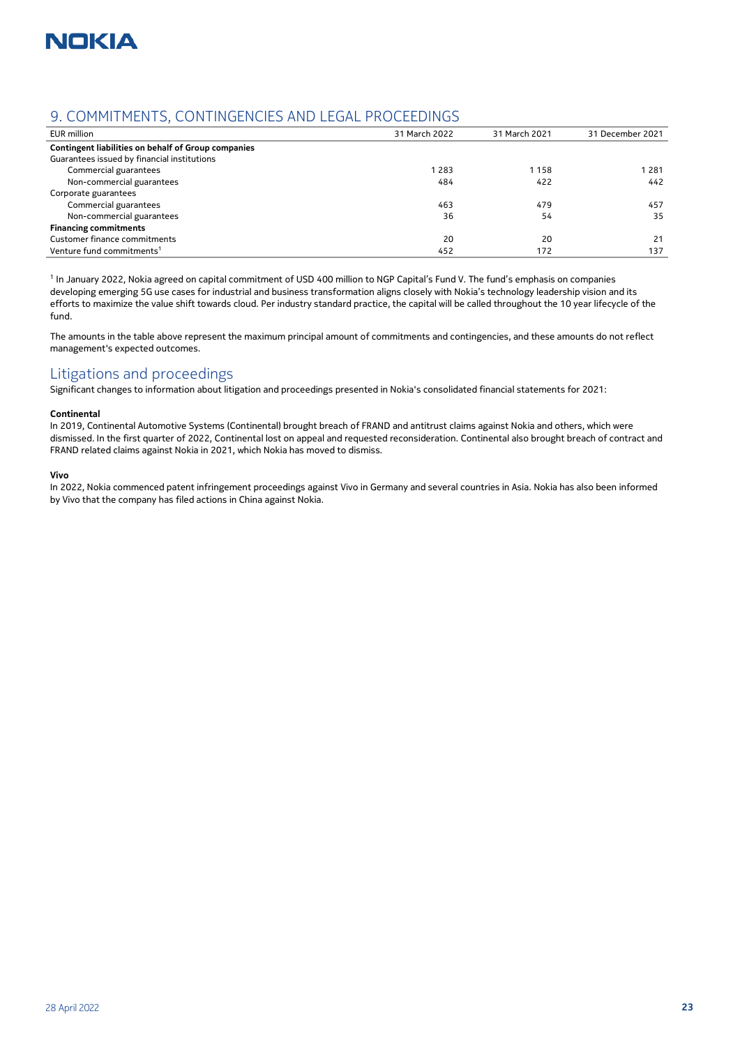## 9. COMMITMENTS, CONTINGENCIES AND LEGAL PROCEEDINGS

| EUR million | 31 March 2022 | 31 March 2021 | 31 December 2021 |
|---|---|---|---|
| **Contingent liabilities on behalf of Group companies** | | | |
| Guarantees issued by financial institutions | | | |
| Commercial guarantees | 1 283 | 1 158 | 1 281 |
| Non-commercial guarantees | 484 | 422 | 442 |
| Corporate guarantees | | | |
| Commercial guarantees | 463 | 479 | 457 |
| Non-commercial guarantees | 36 | 54 | 35 |
| **Financing commitments** | | | |
| Customer finance commitments | 20 | 20 | 21 |
| Venture fund commitments[1] | 452 | 172 | 137 |

[1] In January 2022, Nokia agreed on capital commitment of USD 400 million to NGP Capital's Fund V. The fund's emphasis on companies developing emerging 5G use cases for industrial and business transformation aligns closely with Nokia's technology leadership vision and its efforts to maximize the value shift towards cloud. Per industry standard practice, the capital will be called throughout the 10 year lifecycle of the fund.

The amounts in the table above represent the maximum principal amount of commitments and contingencies, and these amounts do not reflect management's expected outcomes.

## Litigations and proceedings

Significant changes to information about litigation and proceedings presented in Nokia's consolidated financial statements for 2021:

**Continental**

In 2019, Continental Automotive Systems (Continental) brought breach of FRAND and antitrust claims against Nokia and others, which were dismissed. In the first quarter of 2022, Continental lost on appeal and requested reconsideration. Continental also brought breach of contract and FRAND related claims against Nokia in 2021, which Nokia has moved to dismiss.

**Vivo**

In 2022, Nokia commenced patent infringement proceedings against Vivo in Germany and several countries in Asia. Nokia has also been informed by Vivo that the company has filed actions in China against Nokia.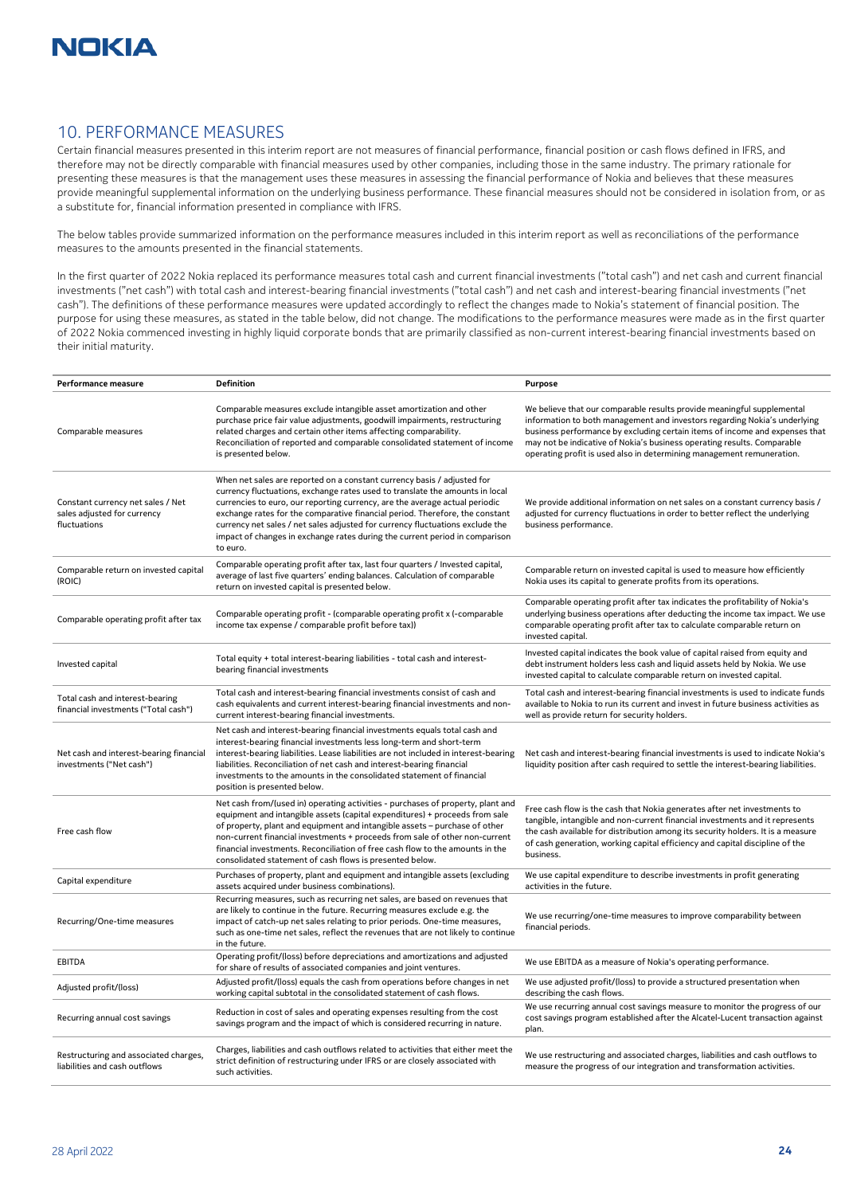## 10. PERFORMANCE MEASURES

Certain financial measures presented in this interim report are not measures of financial performance, financial position or cash flows defined in IFRS, and therefore may not be directly comparable with financial measures used by other companies, including those in the same industry. The primary rationale for presenting these measures is that the management uses these measures in assessing the financial performance of Nokia and believes that these measures provide meaningful supplemental information on the underlying business performance. These financial measures should not be considered in isolation from, or as a substitute for, financial information presented in compliance with IFRS.

The below tables provide summarized information on the performance measures included in this interim report as well as reconciliations of the performance measures to the amounts presented in the financial statements.

In the first quarter of 2022 Nokia replaced its performance measures total cash and current financial investments ("total cash") and net cash and current financial investments ("net cash") with total cash and interest-bearing financial investments ("total cash") and net cash and interest-bearing financial investments ("net cash"). The definitions of these performance measures were updated accordingly to reflect the changes made to Nokia's statement of financial position. The purpose for using these measures, as stated in the table below, did not change. The modifications to the performance measures were made as in the first quarter of 2022 Nokia commenced investing in highly liquid corporate bonds that are primarily classified as non-current interest-bearing financial investments based on their initial maturity.

| Performance measure | Definition | Purpose |
|---|---|---|
| Comparable measures | Comparable measures exclude intangible asset amortization and other purchase price fair value adjustments, goodwill impairments, restructuring related charges and certain other items affecting comparability. Reconciliation of reported and comparable consolidated statement of income is presented below. | We believe that our comparable results provide meaningful supplemental information to both management and investors regarding Nokia's underlying business performance by excluding certain items of income and expenses that may not be indicative of Nokia's business operating results. Comparable operating profit is used also in determining management remuneration. |
| Constant currency net sales / Net sales adjusted for currency fluctuations | When net sales are reported on a constant currency basis / adjusted for currency fluctuations, exchange rates used to translate the amounts in local currencies to euro, our reporting currency, are the average actual periodic exchange rates for the comparative financial period. Therefore, the constant currency net sales / net sales adjusted for currency fluctuations exclude the impact of changes in exchange rates during the current period in comparison to euro. | We provide additional information on net sales on a constant currency basis / adjusted for currency fluctuations in order to better reflect the underlying business performance. |
| Comparable return on invested capital (ROIC) | Comparable operating profit after tax, last four quarters / Invested capital, average of last five quarters' ending balances. Calculation of comparable return on invested capital is presented below. | Comparable return on invested capital is used to measure how efficiently Nokia uses its capital to generate profits from its operations. |
| Comparable operating profit after tax | Comparable operating profit - (comparable operating profit x (-comparable income tax expense / comparable profit before tax)) | Comparable operating profit after tax indicates the profitability of Nokia's underlying business operations after deducting the income tax impact. We use comparable operating profit after tax to calculate comparable return on invested capital. |
| Invested capital | Total equity + total interest-bearing liabilities - total cash and interest-bearing financial investments | Invested capital indicates the book value of capital raised from equity and debt instrument holders less cash and liquid assets held by Nokia. We use invested capital to calculate comparable return on invested capital. |
| Total cash and interest-bearing financial investments ("Total cash") | Total cash and interest-bearing financial investments consist of cash and cash equivalents and current interest-bearing financial investments and non-current interest-bearing financial investments. | Total cash and interest-bearing financial investments is used to indicate funds available to Nokia to run its current and invest in future business activities as well as provide return for security holders. |
| Net cash and interest-bearing financial investments ("Net cash") | Net cash and interest-bearing financial investments equals total cash and interest-bearing financial investments less long-term and short-term interest-bearing liabilities. Lease liabilities are not included in interest-bearing liabilities. Reconciliation of net cash and interest-bearing financial investments to the amounts in the consolidated statement of financial position is presented below. | Net cash and interest-bearing financial investments is used to indicate Nokia's liquidity position after cash required to settle the interest-bearing liabilities. |
| Free cash flow | Net cash from/(used in) operating activities - purchases of property, plant and equipment and intangible assets (capital expenditures) + proceeds from sale of property, plant and equipment and intangible assets – purchase of other non-current financial investments + proceeds from sale of other non-current financial investments. Reconciliation of free cash flow to the amounts in the consolidated statement of cash flows is presented below. | Free cash flow is the cash that Nokia generates after net investments to tangible, intangible and non-current financial investments and it represents the cash available for distribution among its security holders. It is a measure of cash generation, working capital efficiency and capital discipline of the business. |
| Capital expenditure | Purchases of property, plant and equipment and intangible assets (excluding assets acquired under business combinations). | We use capital expenditure to describe investments in profit generating activities in the future. |
| Recurring/One-time measures | Recurring measures, such as recurring net sales, are based on revenues that are likely to continue in the future. Recurring measures exclude e.g. the impact of catch-up net sales relating to prior periods. One-time measures, such as one-time net sales, reflect the revenues that are not likely to continue in the future. | We use recurring/one-time measures to improve comparability between financial periods. |
| EBITDA | Operating profit/(loss) before depreciations and amortizations and adjusted for share of results of associated companies and joint ventures. | We use EBITDA as a measure of Nokia's operating performance. |
| Adjusted profit/(loss) | Adjusted profit/(loss) equals the cash from operations before changes in net working capital subtotal in the consolidated statement of cash flows. | We use adjusted profit/(loss) to provide a structured presentation when describing the cash flows. |
| Recurring annual cost savings | Reduction in cost of sales and operating expenses resulting from the cost savings program and the impact of which is considered recurring in nature. | We use recurring annual cost savings measure to monitor the progress of our cost savings program established after the Alcatel-Lucent transaction against plan. |
| Restructuring and associated charges, liabilities and cash outflows | Charges, liabilities and cash outflows related to activities that either meet the strict definition of restructuring under IFRS or are closely associated with such activities. | We use restructuring and associated charges, liabilities and cash outflows to measure the progress of our integration and transformation activities. |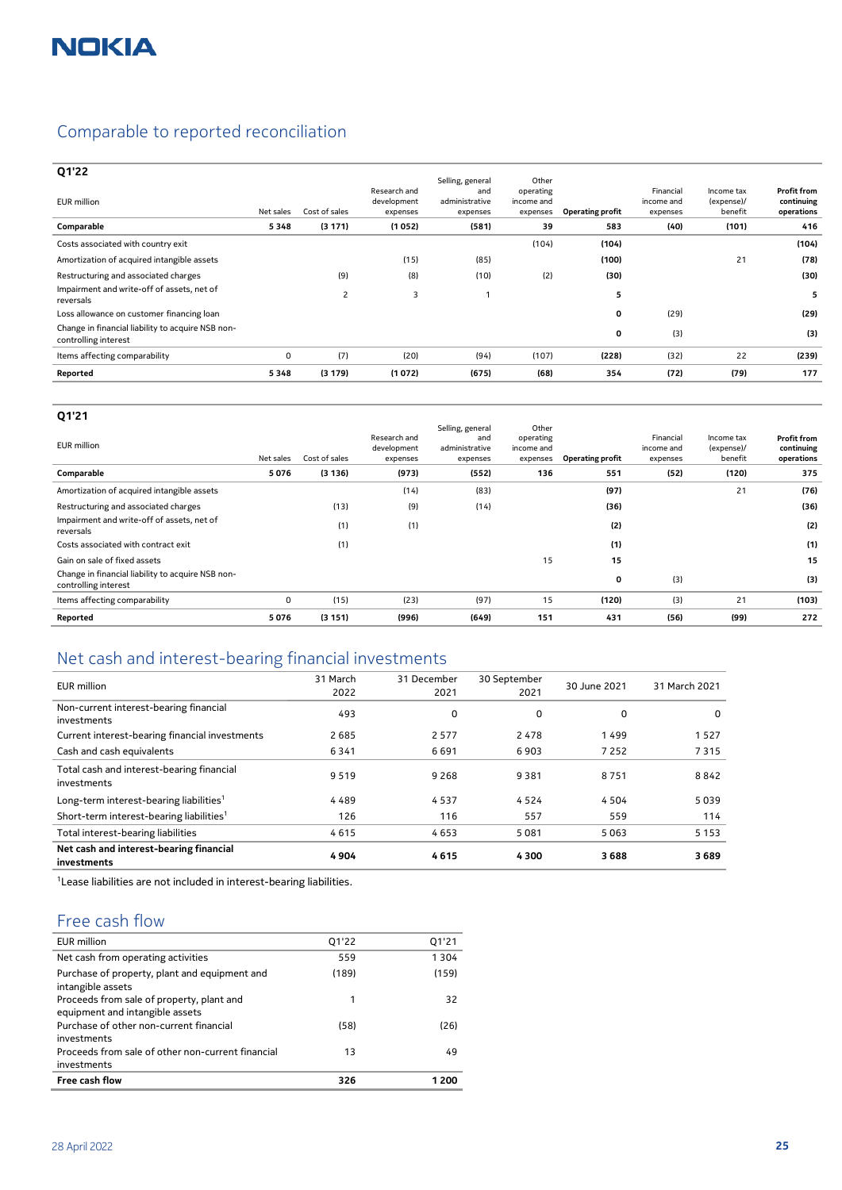## Comparable to reported reconciliation

| Q1'22 | | | | | | | | | |
|---|---|---|---|---|---|---|---|---|---|
| EUR million | Net sales | Cost of sales | Research and development expenses | Selling, general and administrative expenses | Other operating income and expenses | Operating profit | Financial income and expenses | Income tax (expense)/ benefit | Profit from continuing operations |
| **Comparable** | **5 348** | **(3 171)** | **(1 052)** | **(581)** | **39** | **583** | **(40)** | **(101)** | **416** |
| Costs associated with country exit | | | | | (104) | **(104)** | | | **(104)** |
| Amortization of acquired intangible assets | | | (15) | (85) | | **(100)** | | 21 | **(78)** |
| Restructuring and associated charges | | (9) | (8) | (10) | (2) | **(30)** | | | **(30)** |
| Impairment and write-off of assets, net of reversals | | 2 | 3 | 1 | | **5** | | | **5** |
| Loss allowance on customer financing loan | | | | | | **0** | (29) | | **(29)** |
| Change in financial liability to acquire NSB non-controlling interest | | | | | | **0** | (3) | | **(3)** |
| Items affecting comparability | 0 | (7) | (20) | (94) | (107) | **(228)** | (32) | 22 | **(239)** |
| **Reported** | **5 348** | **(3 179)** | **(1 072)** | **(675)** | **(68)** | **354** | **(72)** | **(79)** | **177** |

| Q1'21 | | | | | | | | | |
|---|---|---|---|---|---|---|---|---|---|
| EUR million | Net sales | Cost of sales | Research and development expenses | Selling, general and administrative expenses | Other operating income and expenses | Operating profit | Financial income and expenses | Income tax (expense)/ benefit | Profit from continuing operations |
| **Comparable** | **5 076** | **(3 136)** | **(973)** | **(552)** | **136** | **551** | **(52)** | **(120)** | **375** |
| Amortization of acquired intangible assets | | | (14) | (83) | | **(97)** | | 21 | **(76)** |
| Restructuring and associated charges | | (13) | (9) | (14) | | **(36)** | | | **(36)** |
| Impairment and write-off of assets, net of reversals | | (1) | (1) | | | **(2)** | | | **(2)** |
| Costs associated with contract exit | | (1) | | | | **(1)** | | | **(1)** |
| Gain on sale of fixed assets | | | | | 15 | **15** | | | **15** |
| Change in financial liability to acquire NSB non-controlling interest | | | | | | **0** | (3) | | **(3)** |
| Items affecting comparability | 0 | (15) | (23) | (97) | 15 | **(120)** | (3) | 21 | **(103)** |
| **Reported** | **5 076** | **(3 151)** | **(996)** | **(649)** | **151** | **431** | **(56)** | **(99)** | **272** |

## Net cash and interest-bearing financial investments

| EUR million | 31 March 2022 | 31 December 2021 | 30 September 2021 | 30 June 2021 | 31 March 2021 |
|---|---|---|---|---|---|
| Non-current interest-bearing financial investments | 493 | 0 | 0 | 0 | 0 |
| Current interest-bearing financial investments | 2 685 | 2 577 | 2 478 | 1 499 | 1 527 |
| Cash and cash equivalents | 6 341 | 6 691 | 6 903 | 7 252 | 7 315 |
| Total cash and interest-bearing financial investments | 9 519 | 9 268 | 9 381 | 8 751 | 8 842 |
| Long-term interest-bearing liabilities[1] | 4 489 | 4 537 | 4 524 | 4 504 | 5 039 |
| Short-term interest-bearing liabilities[1] | 126 | 116 | 557 | 559 | 114 |
| Total interest-bearing liabilities | 4 615 | 4 653 | 5 081 | 5 063 | 5 153 |
| **Net cash and interest-bearing financial investments** | **4 904** | **4 615** | **4 300** | **3 688** | **3 689** |

[1]Lease liabilities are not included in interest-bearing liabilities.

## Free cash flow

| EUR million | Q1'22 | Q1'21 |
|---|---|---|
| Net cash from operating activities | 559 | 1 304 |
| Purchase of property, plant and equipment and intangible assets | (189) | (159) |
| Proceeds from sale of property, plant and equipment and intangible assets | 1 | 32 |
| Purchase of other non-current financial investments | (58) | (26) |
| Proceeds from sale of other non-current financial investments | 13 | 49 |
| **Free cash flow** | **326** | **1 200** |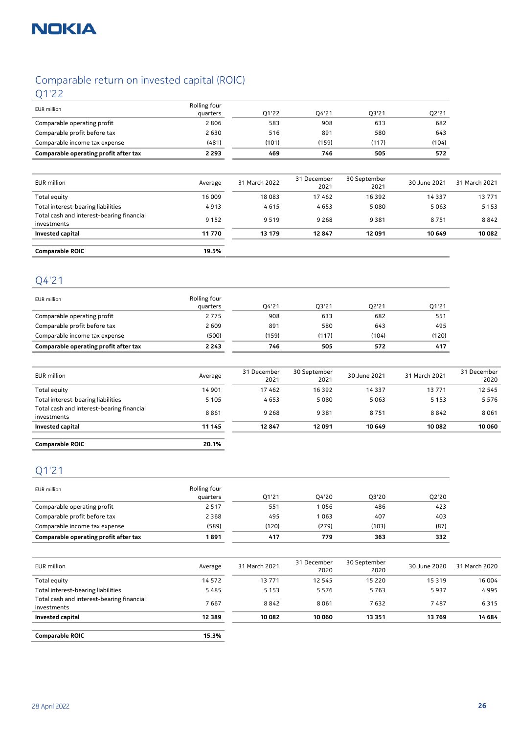# Comparable return on invested capital (ROIC)

## Q1'22

| EUR million | Rolling four quarters | Q1'22 | Q4'21 | Q3'21 | Q2'21 |
|---|---|---|---|---|---|
| Comparable operating profit | 2 806 | 583 | 908 | 633 | 682 |
| Comparable profit before tax | 2 630 | 516 | 891 | 580 | 643 |
| Comparable income tax expense | (481) | (101) | (159) | (117) | (104) |
| **Comparable operating profit after tax** | **2 293** | **469** | **746** | **505** | **572** |

| EUR million | Average | 31 March 2022 | 31 December 2021 | 30 September 2021 | 30 June 2021 | 31 March 2021 |
|---|---|---|---|---|---|---|
| Total equity | 16 009 | 18 083 | 17 462 | 16 392 | 14 337 | 13 771 |
| Total interest-bearing liabilities | 4 913 | 4 615 | 4 653 | 5 080 | 5 063 | 5 153 |
| Total cash and interest-bearing financial investments | 9 152 | 9 519 | 9 268 | 9 381 | 8 751 | 8 842 |
| **Invested capital** | **11 770** | **13 179** | **12 847** | **12 091** | **10 649** | **10 082** |

| | |
|---|---|
| **Comparable ROIC** | **19.5%** |

## Q4'21

| EUR million | Rolling four quarters | Q4'21 | Q3'21 | Q2'21 | Q1'21 |
|---|---|---|---|---|---|
| Comparable operating profit | 2 775 | 908 | 633 | 682 | 551 |
| Comparable profit before tax | 2 609 | 891 | 580 | 643 | 495 |
| Comparable income tax expense | (500) | (159) | (117) | (104) | (120) |
| **Comparable operating profit after tax** | **2 243** | **746** | **505** | **572** | **417** |

| EUR million | Average | 31 December 2021 | 30 September 2021 | 30 June 2021 | 31 March 2021 | 31 December 2020 |
|---|---|---|---|---|---|---|
| Total equity | 14 901 | 17 462 | 16 392 | 14 337 | 13 771 | 12 545 |
| Total interest-bearing liabilities | 5 105 | 4 653 | 5 080 | 5 063 | 5 153 | 5 576 |
| Total cash and interest-bearing financial investments | 8 861 | 9 268 | 9 381 | 8 751 | 8 842 | 8 061 |
| **Invested capital** | **11 145** | **12 847** | **12 091** | **10 649** | **10 082** | **10 060** |

| | |
|---|---|
| **Comparable ROIC** | **20.1%** |

## Q1'21

| EUR million | Rolling four quarters | Q1'21 | Q4'20 | Q3'20 | Q2'20 |
|---|---|---|---|---|---|
| Comparable operating profit | 2 517 | 551 | 1 056 | 486 | 423 |
| Comparable profit before tax | 2 368 | 495 | 1 063 | 407 | 403 |
| Comparable income tax expense | (589) | (120) | (279) | (103) | (87) |
| **Comparable operating profit after tax** | **1 891** | **417** | **779** | **363** | **332** |

| EUR million | Average | 31 March 2021 | 31 December 2020 | 30 September 2020 | 30 June 2020 | 31 March 2020 |
|---|---|---|---|---|---|---|
| Total equity | 14 572 | 13 771 | 12 545 | 15 220 | 15 319 | 16 004 |
| Total interest-bearing liabilities | 5 485 | 5 153 | 5 576 | 5 763 | 5 937 | 4 995 |
| Total cash and interest-bearing financial investments | 7 667 | 8 842 | 8 061 | 7 632 | 7 487 | 6 315 |
| **Invested capital** | **12 389** | **10 082** | **10 060** | **13 351** | **13 769** | **14 684** |

| | |
|---|---|
| **Comparable ROIC** | **15.3%** |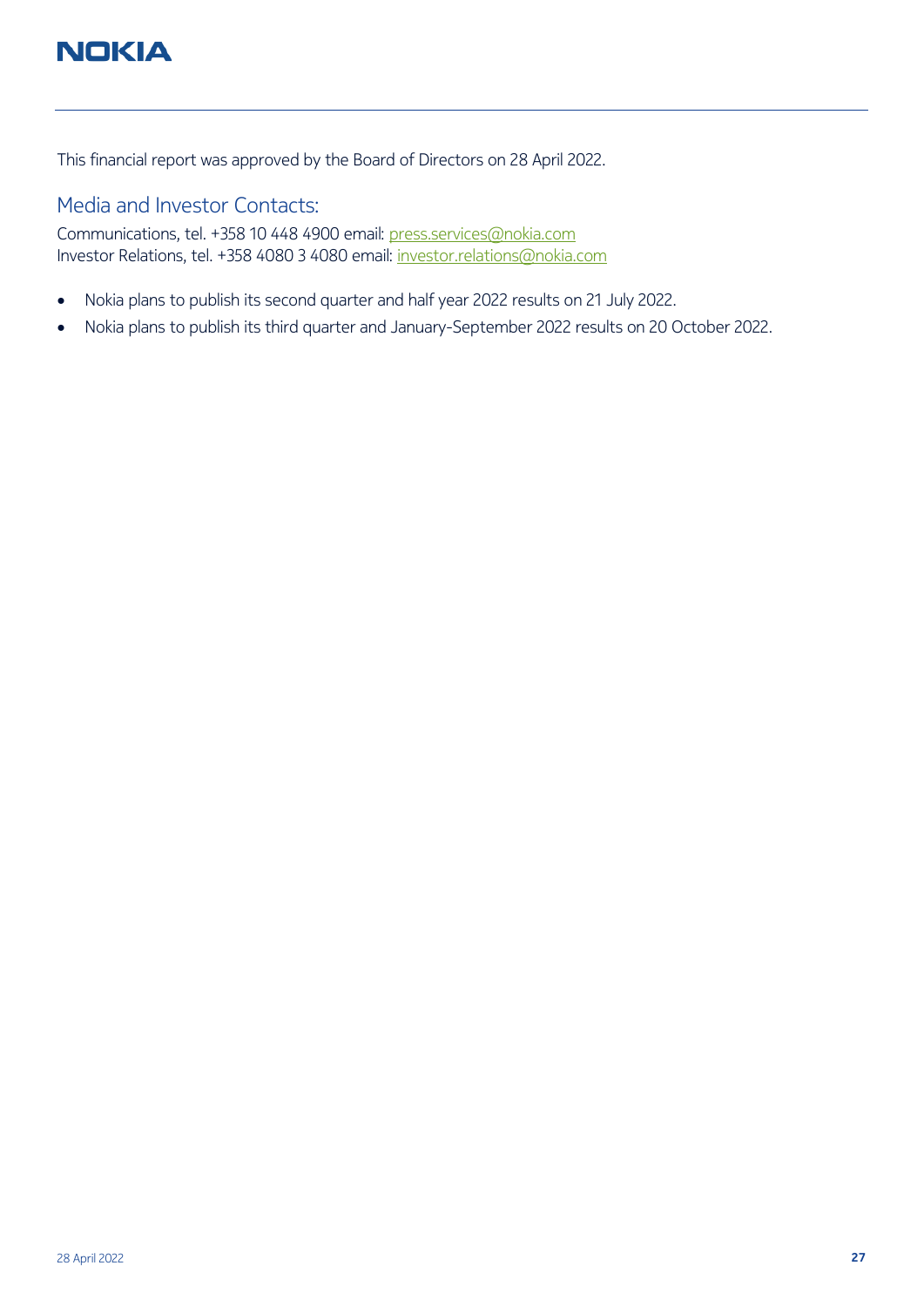This financial report was approved by the Board of Directors on 28 April 2022.

## Media and Investor Contacts:

Communications, tel. +358 10 448 4900 email: press.services@nokia.com
Investor Relations, tel. +358 4080 3 4080 email: investor.relations@nokia.com

- Nokia plans to publish its second quarter and half year 2022 results on 21 July 2022.
- Nokia plans to publish its third quarter and January-September 2022 results on 20 October 2022.